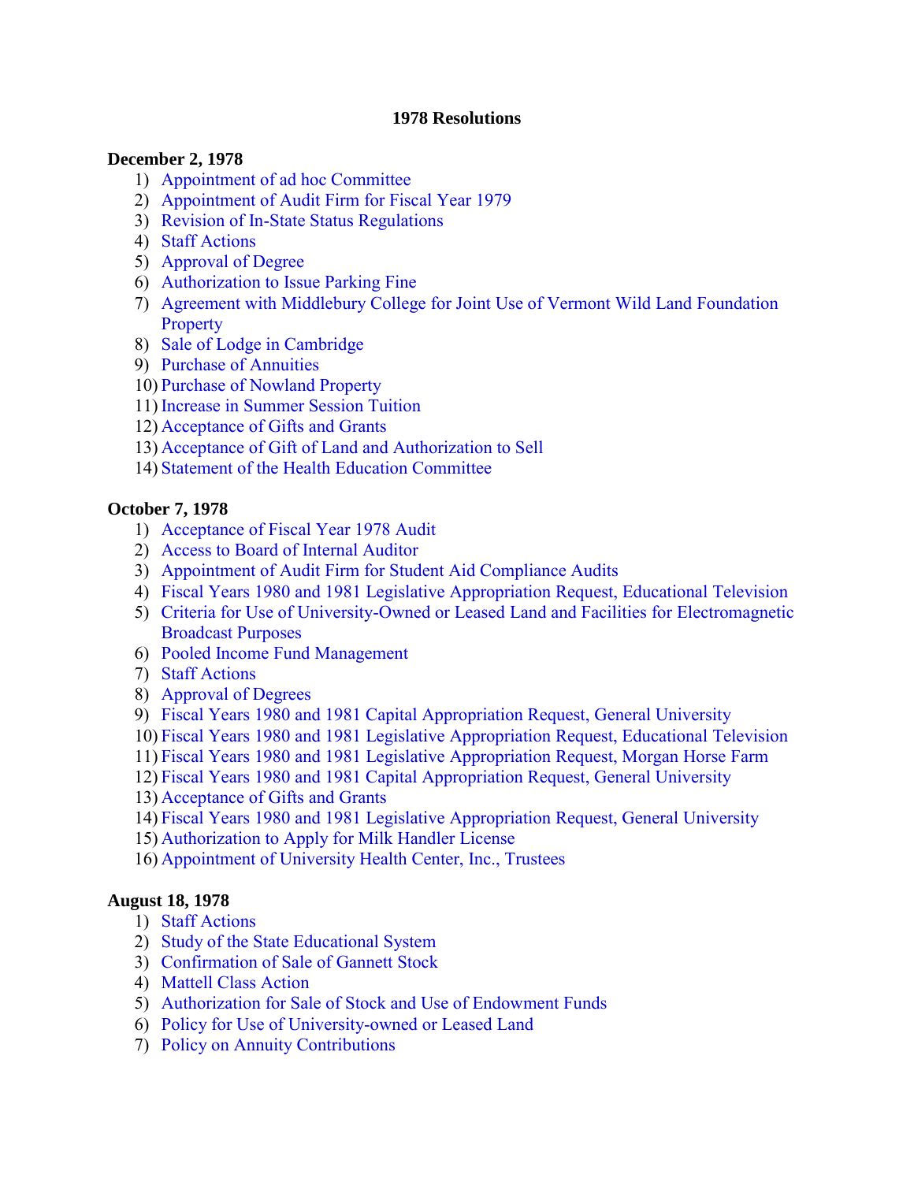# 1978 Resolutions

**December 2, 1978**

1) Appointment of ad hoc Committee
2) Appointment of Audit Firm for Fiscal Year 1979
3) Revision of In-State Status Regulations
4) Staff Actions
5) Approval of Degree
6) Authorization to Issue Parking Fine
7) Agreement with Middlebury College for Joint Use of Vermont Wild Land Foundation Property
8) Sale of Lodge in Cambridge
9) Purchase of Annuities
10) Purchase of Nowland Property
11) Increase in Summer Session Tuition
12) Acceptance of Gifts and Grants
13) Acceptance of Gift of Land and Authorization to Sell
14) Statement of the Health Education Committee

**October 7, 1978**

1) Acceptance of Fiscal Year 1978 Audit
2) Access to Board of Internal Auditor
3) Appointment of Audit Firm for Student Aid Compliance Audits
4) Fiscal Years 1980 and 1981 Legislative Appropriation Request, Educational Television
5) Criteria for Use of University-Owned or Leased Land and Facilities for Electromagnetic Broadcast Purposes
6) Pooled Income Fund Management
7) Staff Actions
8) Approval of Degrees
9) Fiscal Years 1980 and 1981 Capital Appropriation Request, General University
10) Fiscal Years 1980 and 1981 Legislative Appropriation Request, Educational Television
11) Fiscal Years 1980 and 1981 Legislative Appropriation Request, Morgan Horse Farm
12) Fiscal Years 1980 and 1981 Capital Appropriation Request, General University
13) Acceptance of Gifts and Grants
14) Fiscal Years 1980 and 1981 Legislative Appropriation Request, General University
15) Authorization to Apply for Milk Handler License
16) Appointment of University Health Center, Inc., Trustees

**August 18, 1978**

1) Staff Actions
2) Study of the State Educational System
3) Confirmation of Sale of Gannett Stock
4) Mattell Class Action
5) Authorization for Sale of Stock and Use of Endowment Funds
6) Policy for Use of University-owned or Leased Land
7) Policy on Annuity Contributions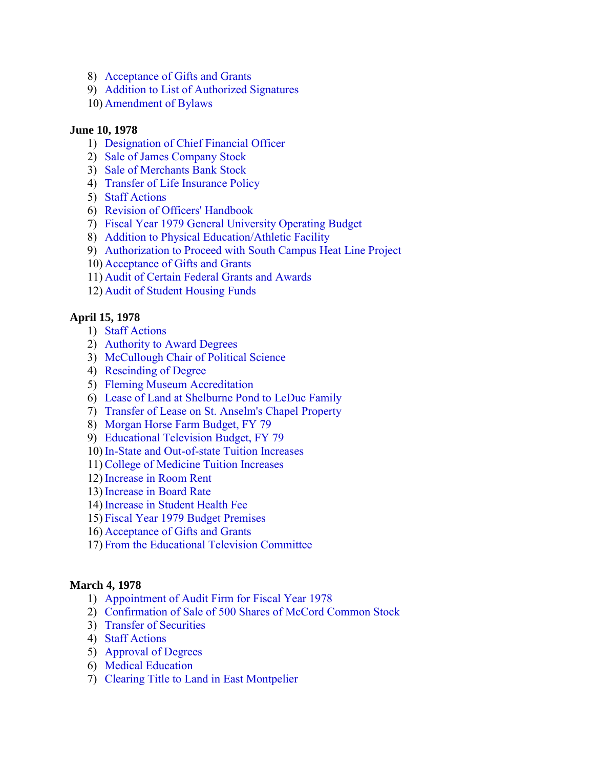8) Acceptance of Gifts and Grants
9) Addition to List of Authorized Signatures
10) Amendment of Bylaws

**June 10, 1978**

1) Designation of Chief Financial Officer
2) Sale of James Company Stock
3) Sale of Merchants Bank Stock
4) Transfer of Life Insurance Policy
5) Staff Actions
6) Revision of Officers' Handbook
7) Fiscal Year 1979 General University Operating Budget
8) Addition to Physical Education/Athletic Facility
9) Authorization to Proceed with South Campus Heat Line Project
10) Acceptance of Gifts and Grants
11) Audit of Certain Federal Grants and Awards
12) Audit of Student Housing Funds

**April 15, 1978**

1) Staff Actions
2) Authority to Award Degrees
3) McCullough Chair of Political Science
4) Rescinding of Degree
5) Fleming Museum Accreditation
6) Lease of Land at Shelburne Pond to LeDuc Family
7) Transfer of Lease on St. Anselm's Chapel Property
8) Morgan Horse Farm Budget, FY 79
9) Educational Television Budget, FY 79
10) In-State and Out-of-state Tuition Increases
11) College of Medicine Tuition Increases
12) Increase in Room Rent
13) Increase in Board Rate
14) Increase in Student Health Fee
15) Fiscal Year 1979 Budget Premises
16) Acceptance of Gifts and Grants
17) From the Educational Television Committee

**March 4, 1978**

1) Appointment of Audit Firm for Fiscal Year 1978
2) Confirmation of Sale of 500 Shares of McCord Common Stock
3) Transfer of Securities
4) Staff Actions
5) Approval of Degrees
6) Medical Education
7) Clearing Title to Land in East Montpelier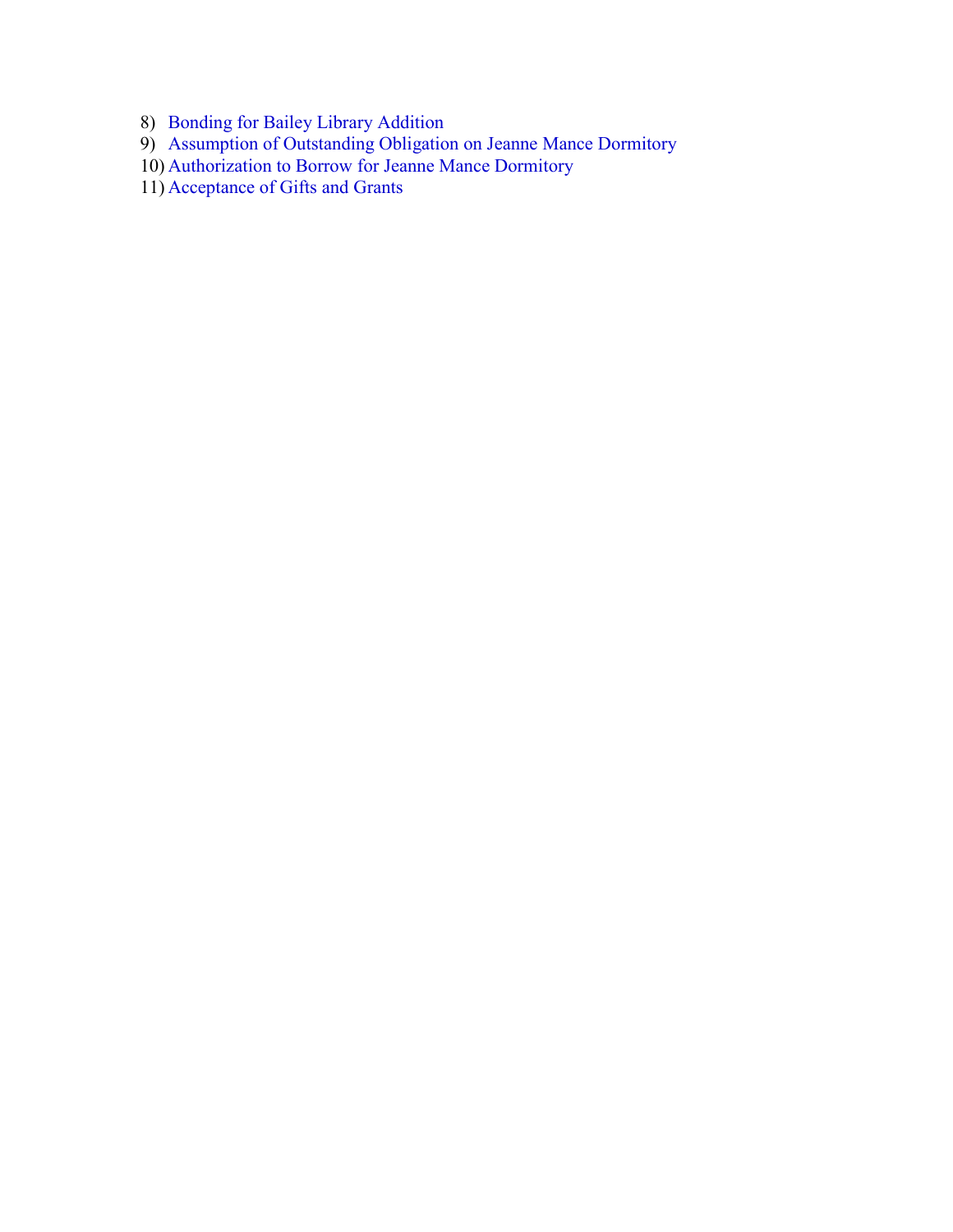8) Bonding for Bailey Library Addition
9) Assumption of Outstanding Obligation on Jeanne Mance Dormitory
10) Authorization to Borrow for Jeanne Mance Dormitory
11) Acceptance of Gifts and Grants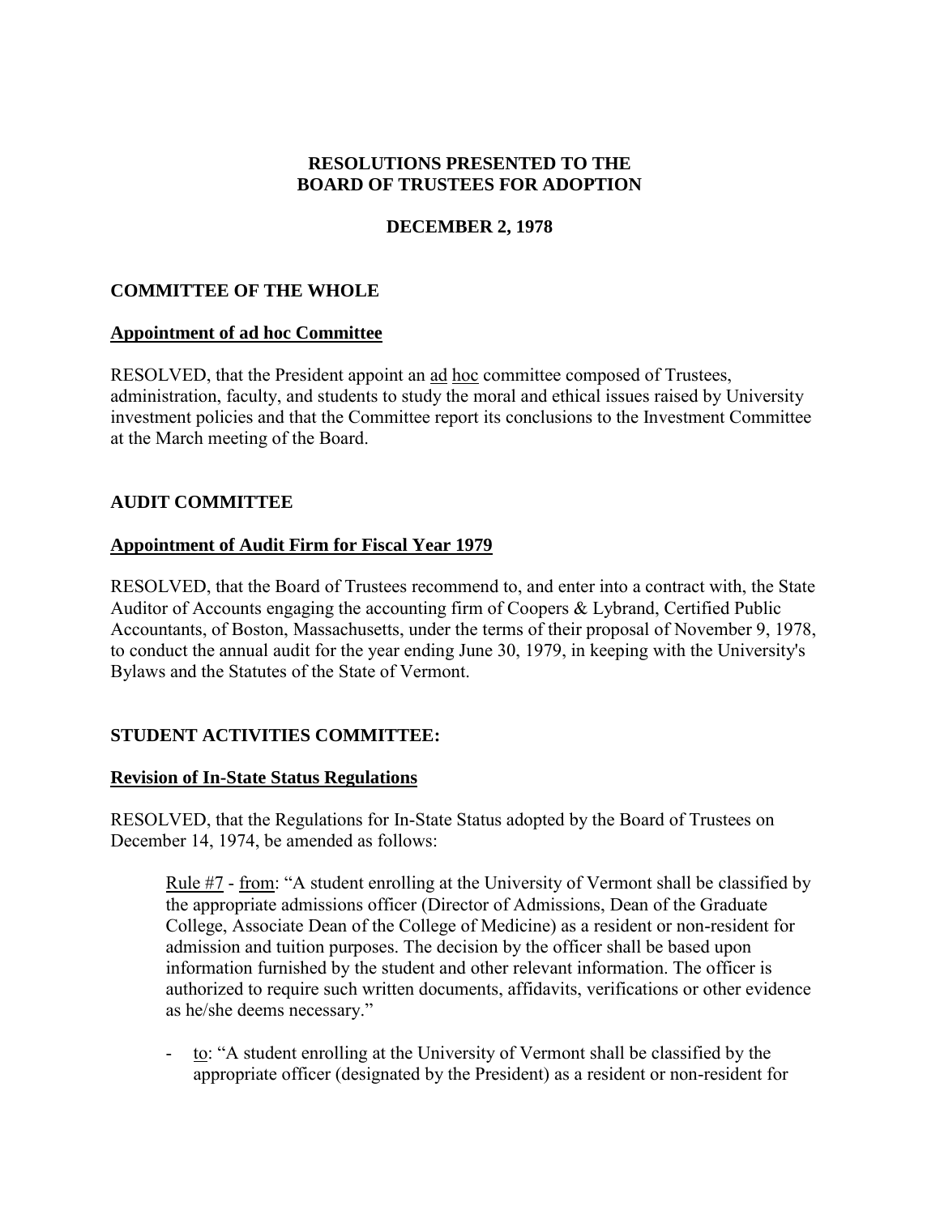**RESOLUTIONS PRESENTED TO THE BOARD OF TRUSTEES FOR ADOPTION**

**DECEMBER 2, 1978**

## COMMITTEE OF THE WHOLE

### Appointment of ad hoc Committee

RESOLVED, that the President appoint an ad hoc committee composed of Trustees, administration, faculty, and students to study the moral and ethical issues raised by University investment policies and that the Committee report its conclusions to the Investment Committee at the March meeting of the Board.

## AUDIT COMMITTEE

### Appointment of Audit Firm for Fiscal Year 1979

RESOLVED, that the Board of Trustees recommend to, and enter into a contract with, the State Auditor of Accounts engaging the accounting firm of Coopers & Lybrand, Certified Public Accountants, of Boston, Massachusetts, under the terms of their proposal of November 9, 1978, to conduct the annual audit for the year ending June 30, 1979, in keeping with the University's Bylaws and the Statutes of the State of Vermont.

## STUDENT ACTIVITIES COMMITTEE:

### Revision of In-State Status Regulations

RESOLVED, that the Regulations for In-State Status adopted by the Board of Trustees on December 14, 1974, be amended as follows:

> Rule #7 - from: "A student enrolling at the University of Vermont shall be classified by the appropriate admissions officer (Director of Admissions, Dean of the Graduate College, Associate Dean of the College of Medicine) as a resident or non-resident for admission and tuition purposes. The decision by the officer shall be based upon information furnished by the student and other relevant information. The officer is authorized to require such written documents, affidavits, verifications or other evidence as he/she deems necessary."
>
> - to: "A student enrolling at the University of Vermont shall be classified by the appropriate officer (designated by the President) as a resident or non-resident for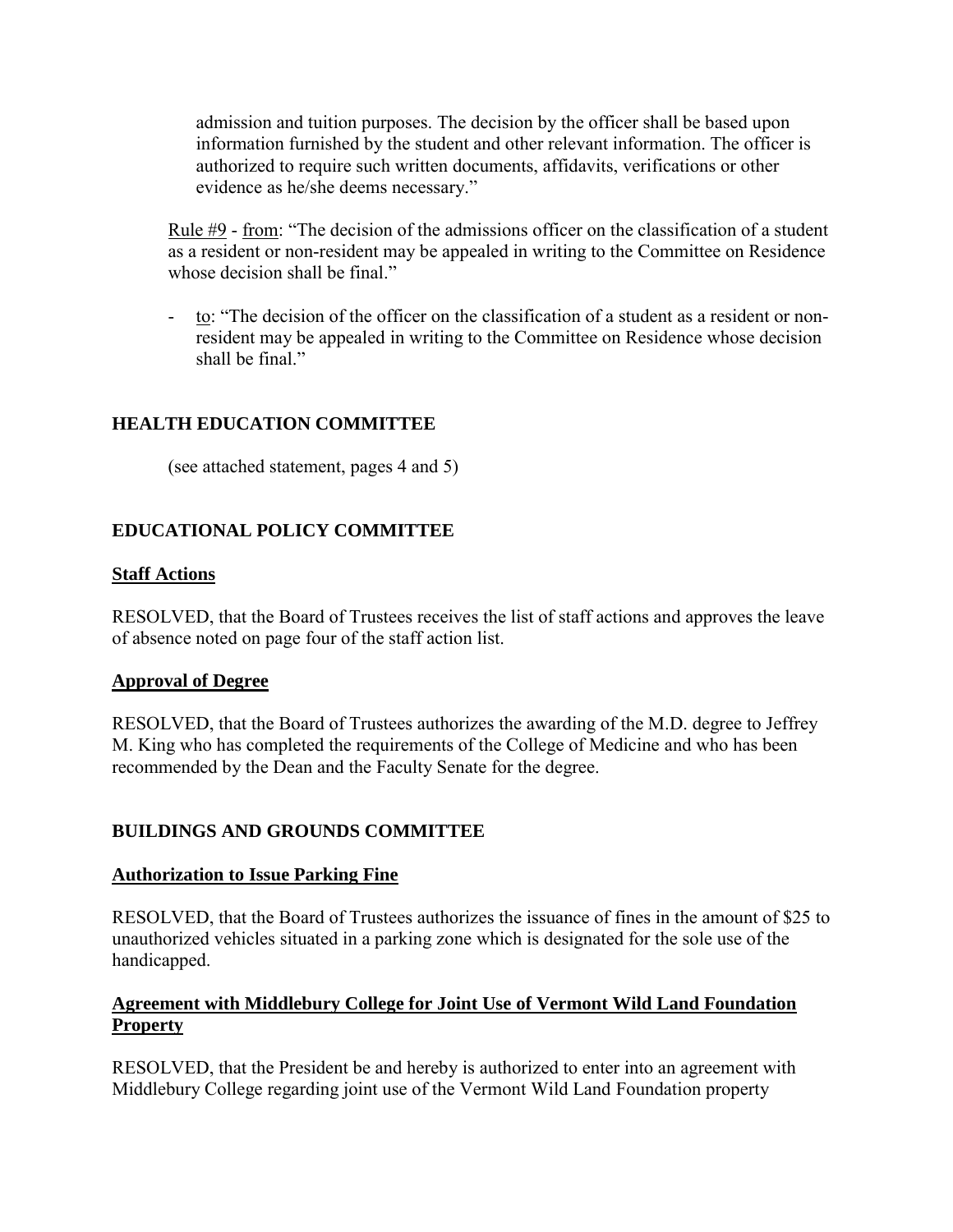admission and tuition purposes. The decision by the officer shall be based upon information furnished by the student and other relevant information. The officer is authorized to require such written documents, affidavits, verifications or other evidence as he/she deems necessary."

Rule #9 - from: "The decision of the admissions officer on the classification of a student as a resident or non-resident may be appealed in writing to the Committee on Residence whose decision shall be final."

- to: "The decision of the officer on the classification of a student as a resident or non-resident may be appealed in writing to the Committee on Residence whose decision shall be final."

## HEALTH EDUCATION COMMITTEE

(see attached statement, pages 4 and 5)

## EDUCATIONAL POLICY COMMITTEE

### Staff Actions

RESOLVED, that the Board of Trustees receives the list of staff actions and approves the leave of absence noted on page four of the staff action list.

### Approval of Degree

RESOLVED, that the Board of Trustees authorizes the awarding of the M.D. degree to Jeffrey M. King who has completed the requirements of the College of Medicine and who has been recommended by the Dean and the Faculty Senate for the degree.

## BUILDINGS AND GROUNDS COMMITTEE

### Authorization to Issue Parking Fine

RESOLVED, that the Board of Trustees authorizes the issuance of fines in the amount of $25 to unauthorized vehicles situated in a parking zone which is designated for the sole use of the handicapped.

### Agreement with Middlebury College for Joint Use of Vermont Wild Land Foundation Property

RESOLVED, that the President be and hereby is authorized to enter into an agreement with Middlebury College regarding joint use of the Vermont Wild Land Foundation property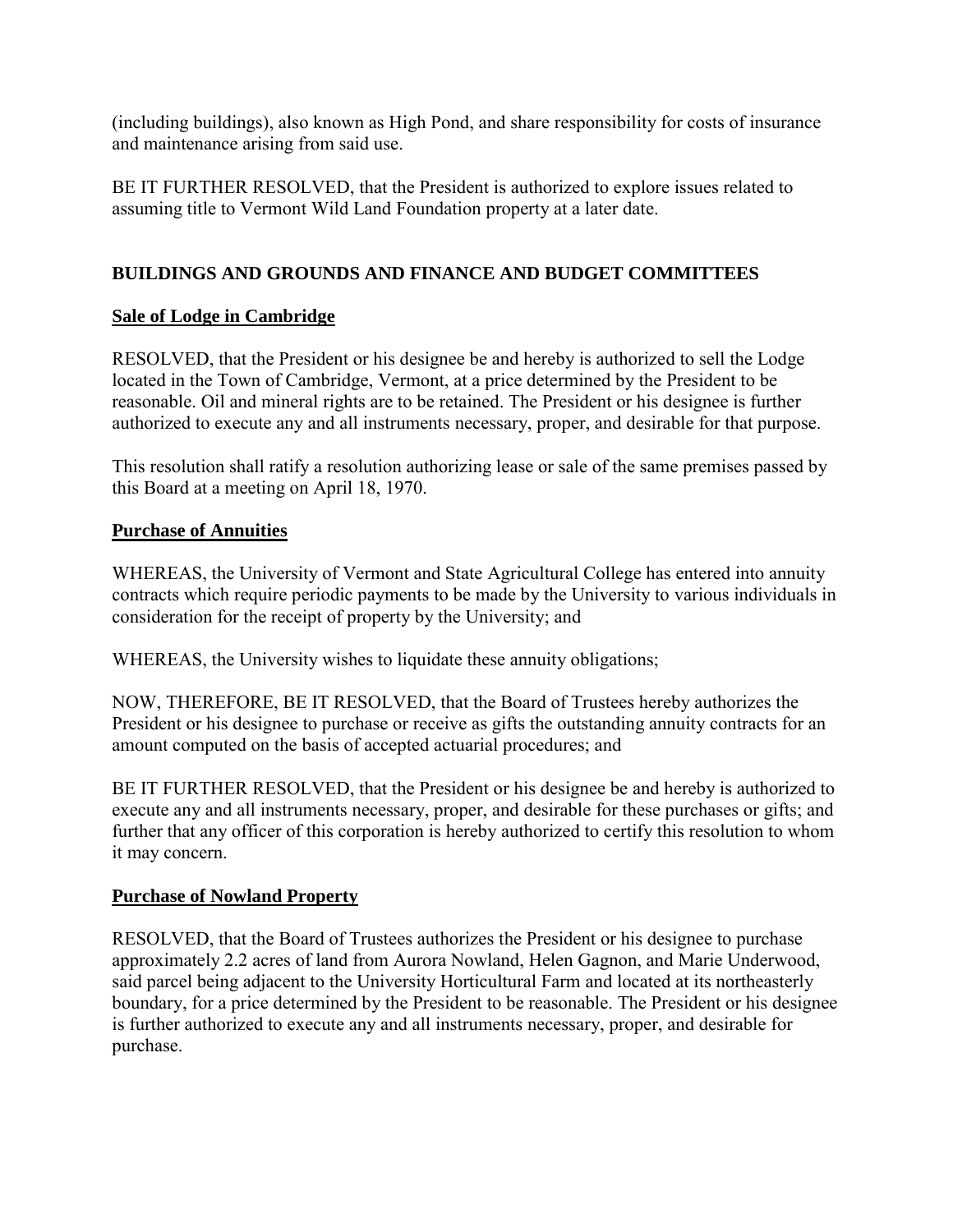(including buildings), also known as High Pond, and share responsibility for costs of insurance and maintenance arising from said use.

BE IT FURTHER RESOLVED, that the President is authorized to explore issues related to assuming title to Vermont Wild Land Foundation property at a later date.

## BUILDINGS AND GROUNDS AND FINANCE AND BUDGET COMMITTEES

### Sale of Lodge in Cambridge

RESOLVED, that the President or his designee be and hereby is authorized to sell the Lodge located in the Town of Cambridge, Vermont, at a price determined by the President to be reasonable. Oil and mineral rights are to be retained. The President or his designee is further authorized to execute any and all instruments necessary, proper, and desirable for that purpose.

This resolution shall ratify a resolution authorizing lease or sale of the same premises passed by this Board at a meeting on April 18, 1970.

### Purchase of Annuities

WHEREAS, the University of Vermont and State Agricultural College has entered into annuity contracts which require periodic payments to be made by the University to various individuals in consideration for the receipt of property by the University; and

WHEREAS, the University wishes to liquidate these annuity obligations;

NOW, THEREFORE, BE IT RESOLVED, that the Board of Trustees hereby authorizes the President or his designee to purchase or receive as gifts the outstanding annuity contracts for an amount computed on the basis of accepted actuarial procedures; and

BE IT FURTHER RESOLVED, that the President or his designee be and hereby is authorized to execute any and all instruments necessary, proper, and desirable for these purchases or gifts; and further that any officer of this corporation is hereby authorized to certify this resolution to whom it may concern.

### Purchase of Nowland Property

RESOLVED, that the Board of Trustees authorizes the President or his designee to purchase approximately 2.2 acres of land from Aurora Nowland, Helen Gagnon, and Marie Underwood, said parcel being adjacent to the University Horticultural Farm and located at its northeasterly boundary, for a price determined by the President to be reasonable. The President or his designee is further authorized to execute any and all instruments necessary, proper, and desirable for purchase.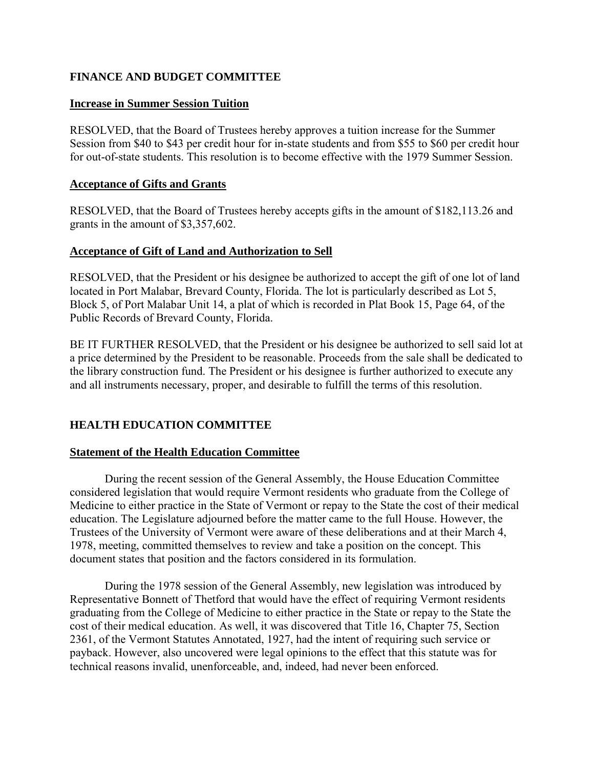## FINANCE AND BUDGET COMMITTEE

### Increase in Summer Session Tuition

RESOLVED, that the Board of Trustees hereby approves a tuition increase for the Summer Session from $40 to $43 per credit hour for in-state students and from $55 to $60 per credit hour for out-of-state students. This resolution is to become effective with the 1979 Summer Session.

### Acceptance of Gifts and Grants

RESOLVED, that the Board of Trustees hereby accepts gifts in the amount of $182,113.26 and grants in the amount of $3,357,602.

### Acceptance of Gift of Land and Authorization to Sell

RESOLVED, that the President or his designee be authorized to accept the gift of one lot of land located in Port Malabar, Brevard County, Florida. The lot is particularly described as Lot 5, Block 5, of Port Malabar Unit 14, a plat of which is recorded in Plat Book 15, Page 64, of the Public Records of Brevard County, Florida.

BE IT FURTHER RESOLVED, that the President or his designee be authorized to sell said lot at a price determined by the President to be reasonable. Proceeds from the sale shall be dedicated to the library construction fund. The President or his designee is further authorized to execute any and all instruments necessary, proper, and desirable to fulfill the terms of this resolution.

## HEALTH EDUCATION COMMITTEE

### Statement of the Health Education Committee

During the recent session of the General Assembly, the House Education Committee considered legislation that would require Vermont residents who graduate from the College of Medicine to either practice in the State of Vermont or repay to the State the cost of their medical education. The Legislature adjourned before the matter came to the full House. However, the Trustees of the University of Vermont were aware of these deliberations and at their March 4, 1978, meeting, committed themselves to review and take a position on the concept. This document states that position and the factors considered in its formulation.

During the 1978 session of the General Assembly, new legislation was introduced by Representative Bonnett of Thetford that would have the effect of requiring Vermont residents graduating from the College of Medicine to either practice in the State or repay to the State the cost of their medical education. As well, it was discovered that Title 16, Chapter 75, Section 2361, of the Vermont Statutes Annotated, 1927, had the intent of requiring such service or payback. However, also uncovered were legal opinions to the effect that this statute was for technical reasons invalid, unenforceable, and, indeed, had never been enforced.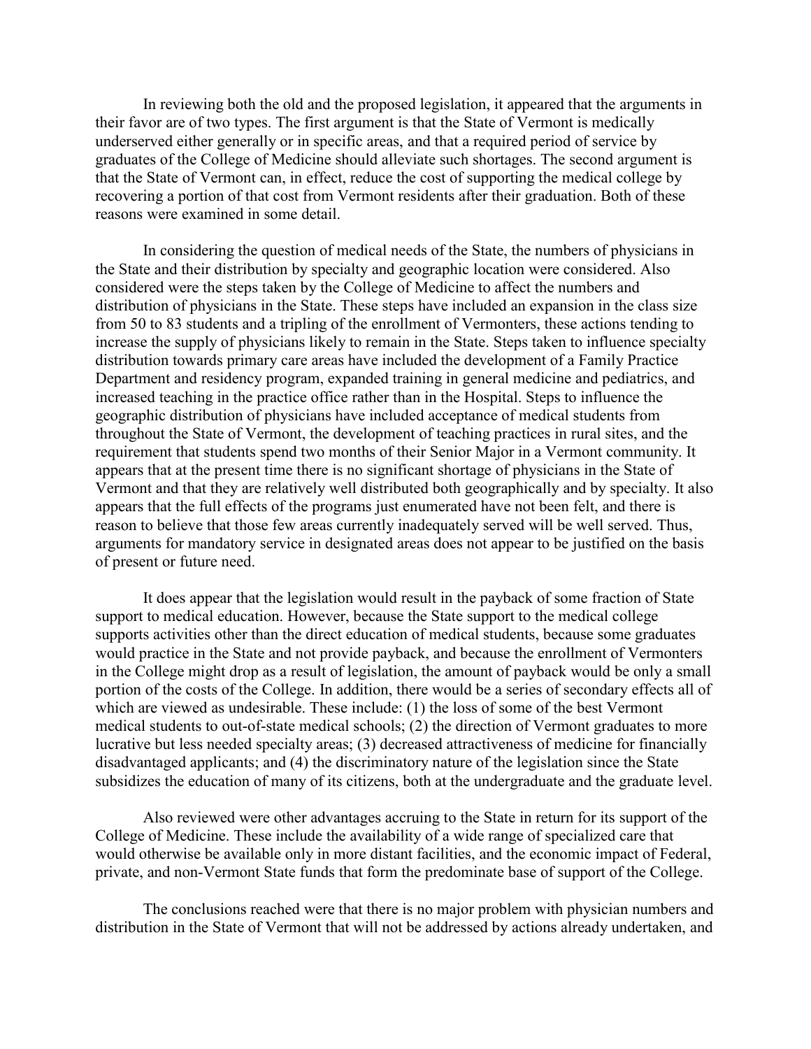In reviewing both the old and the proposed legislation, it appeared that the arguments in their favor are of two types. The first argument is that the State of Vermont is medically underserved either generally or in specific areas, and that a required period of service by graduates of the College of Medicine should alleviate such shortages. The second argument is that the State of Vermont can, in effect, reduce the cost of supporting the medical college by recovering a portion of that cost from Vermont residents after their graduation. Both of these reasons were examined in some detail.

In considering the question of medical needs of the State, the numbers of physicians in the State and their distribution by specialty and geographic location were considered. Also considered were the steps taken by the College of Medicine to affect the numbers and distribution of physicians in the State. These steps have included an expansion in the class size from 50 to 83 students and a tripling of the enrollment of Vermonters, these actions tending to increase the supply of physicians likely to remain in the State. Steps taken to influence specialty distribution towards primary care areas have included the development of a Family Practice Department and residency program, expanded training in general medicine and pediatrics, and increased teaching in the practice office rather than in the Hospital. Steps to influence the geographic distribution of physicians have included acceptance of medical students from throughout the State of Vermont, the development of teaching practices in rural sites, and the requirement that students spend two months of their Senior Major in a Vermont community. It appears that at the present time there is no significant shortage of physicians in the State of Vermont and that they are relatively well distributed both geographically and by specialty. It also appears that the full effects of the programs just enumerated have not been felt, and there is reason to believe that those few areas currently inadequately served will be well served. Thus, arguments for mandatory service in designated areas does not appear to be justified on the basis of present or future need.

It does appear that the legislation would result in the payback of some fraction of State support to medical education. However, because the State support to the medical college supports activities other than the direct education of medical students, because some graduates would practice in the State and not provide payback, and because the enrollment of Vermonters in the College might drop as a result of legislation, the amount of payback would be only a small portion of the costs of the College. In addition, there would be a series of secondary effects all of which are viewed as undesirable. These include: (1) the loss of some of the best Vermont medical students to out-of-state medical schools; (2) the direction of Vermont graduates to more lucrative but less needed specialty areas; (3) decreased attractiveness of medicine for financially disadvantaged applicants; and (4) the discriminatory nature of the legislation since the State subsidizes the education of many of its citizens, both at the undergraduate and the graduate level.

Also reviewed were other advantages accruing to the State in return for its support of the College of Medicine. These include the availability of a wide range of specialized care that would otherwise be available only in more distant facilities, and the economic impact of Federal, private, and non-Vermont State funds that form the predominate base of support of the College.

The conclusions reached were that there is no major problem with physician numbers and distribution in the State of Vermont that will not be addressed by actions already undertaken, and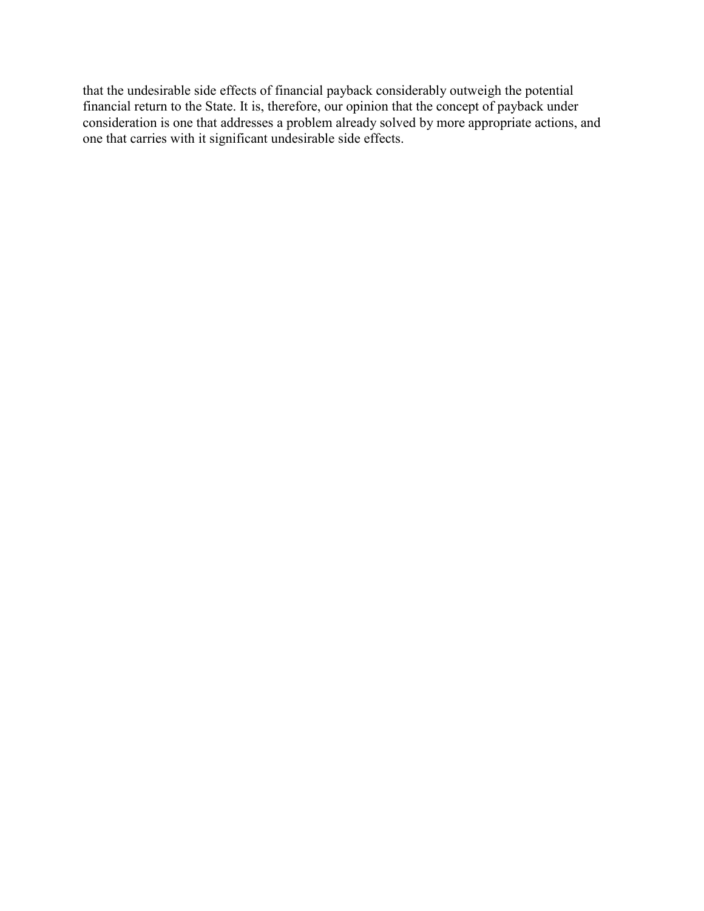that the undesirable side effects of financial payback considerably outweigh the potential financial return to the State. It is, therefore, our opinion that the concept of payback under consideration is one that addresses a problem already solved by more appropriate actions, and one that carries with it significant undesirable side effects.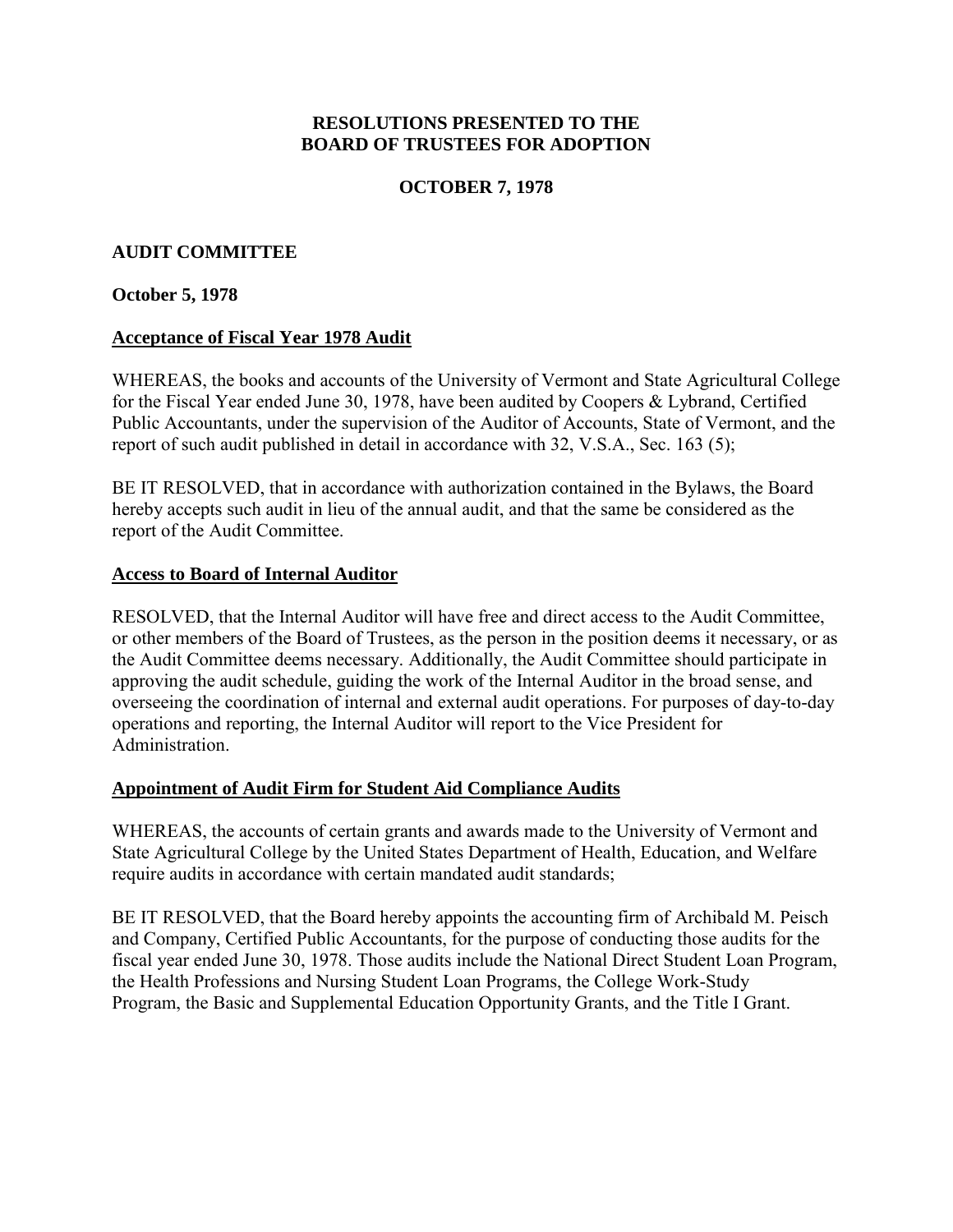**RESOLUTIONS PRESENTED TO THE BOARD OF TRUSTEES FOR ADOPTION**

**OCTOBER 7, 1978**

**AUDIT COMMITTEE**

**October 5, 1978**

**Acceptance of Fiscal Year 1978 Audit**

WHEREAS, the books and accounts of the University of Vermont and State Agricultural College for the Fiscal Year ended June 30, 1978, have been audited by Coopers & Lybrand, Certified Public Accountants, under the supervision of the Auditor of Accounts, State of Vermont, and the report of such audit published in detail in accordance with 32, V.S.A., Sec. 163 (5);

BE IT RESOLVED, that in accordance with authorization contained in the Bylaws, the Board hereby accepts such audit in lieu of the annual audit, and that the same be considered as the report of the Audit Committee.

**Access to Board of Internal Auditor**

RESOLVED, that the Internal Auditor will have free and direct access to the Audit Committee, or other members of the Board of Trustees, as the person in the position deems it necessary, or as the Audit Committee deems necessary. Additionally, the Audit Committee should participate in approving the audit schedule, guiding the work of the Internal Auditor in the broad sense, and overseeing the coordination of internal and external audit operations. For purposes of day-to-day operations and reporting, the Internal Auditor will report to the Vice President for Administration.

**Appointment of Audit Firm for Student Aid Compliance Audits**

WHEREAS, the accounts of certain grants and awards made to the University of Vermont and State Agricultural College by the United States Department of Health, Education, and Welfare require audits in accordance with certain mandated audit standards;

BE IT RESOLVED, that the Board hereby appoints the accounting firm of Archibald M. Peisch and Company, Certified Public Accountants, for the purpose of conducting those audits for the fiscal year ended June 30, 1978. Those audits include the National Direct Student Loan Program, the Health Professions and Nursing Student Loan Programs, the College Work-Study Program, the Basic and Supplemental Education Opportunity Grants, and the Title I Grant.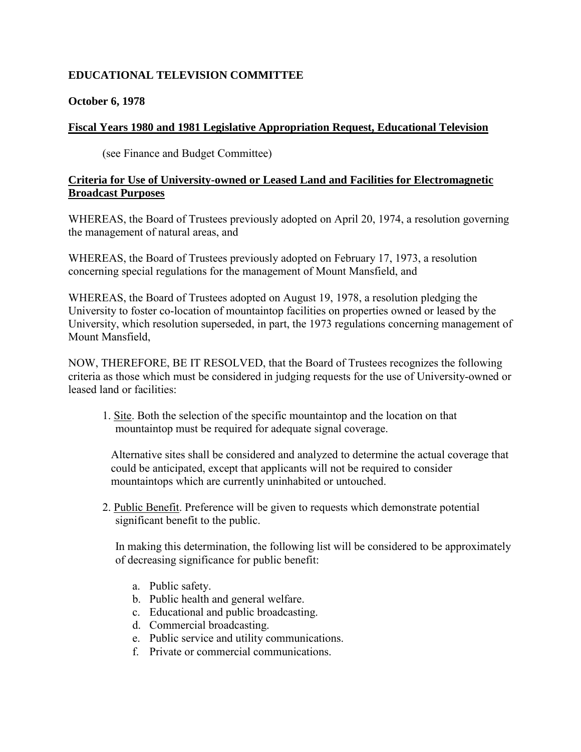**EDUCATIONAL TELEVISION COMMITTEE**

**October 6, 1978**

**<u>Fiscal Years 1980 and 1981 Legislative Appropriation Request, Educational Television</u>**

(see Finance and Budget Committee)

**<u>Criteria for Use of University-owned or Leased Land and Facilities for Electromagnetic Broadcast Purposes</u>**

WHEREAS, the Board of Trustees previously adopted on April 20, 1974, a resolution governing the management of natural areas, and

WHEREAS, the Board of Trustees previously adopted on February 17, 1973, a resolution concerning special regulations for the management of Mount Mansfield, and

WHEREAS, the Board of Trustees adopted on August 19, 1978, a resolution pledging the University to foster co-location of mountaintop facilities on properties owned or leased by the University, which resolution superseded, in part, the 1973 regulations concerning management of Mount Mansfield,

NOW, THEREFORE, BE IT RESOLVED, that the Board of Trustees recognizes the following criteria as those which must be considered in judging requests for the use of University-owned or leased land or facilities:

1. <u>Site</u>. Both the selection of the specific mountaintop and the location on that mountaintop must be required for adequate signal coverage.

   Alternative sites shall be considered and analyzed to determine the actual coverage that could be anticipated, except that applicants will not be required to consider mountaintops which are currently uninhabited or untouched.

2. <u>Public Benefit</u>. Preference will be given to requests which demonstrate potential significant benefit to the public.

   In making this determination, the following list will be considered to be approximately of decreasing significance for public benefit:

   a. Public safety.
   b. Public health and general welfare.
   c. Educational and public broadcasting.
   d. Commercial broadcasting.
   e. Public service and utility communications.
   f. Private or commercial communications.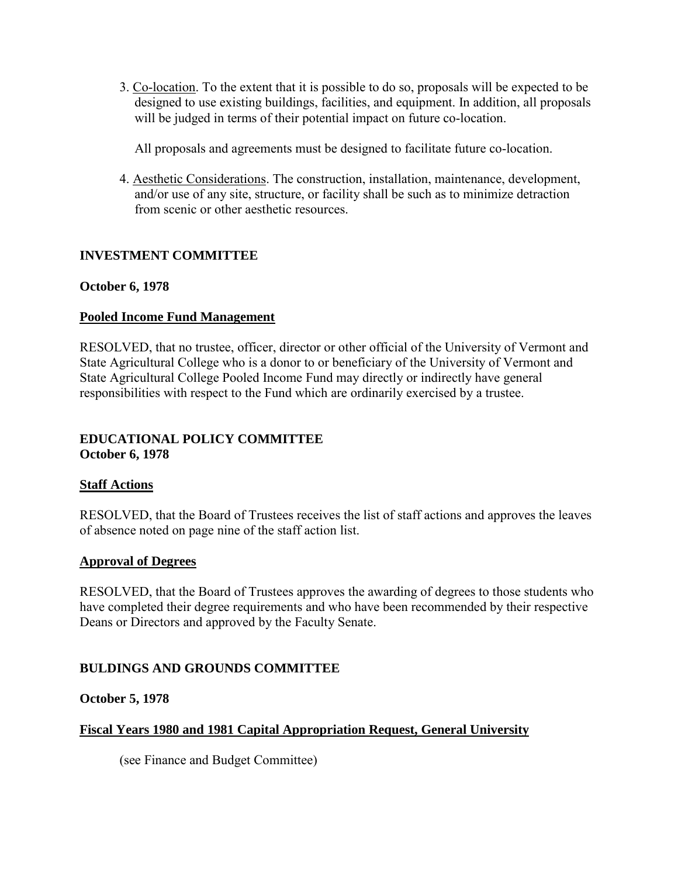3. Co-location. To the extent that it is possible to do so, proposals will be expected to be designed to use existing buildings, facilities, and equipment. In addition, all proposals will be judged in terms of their potential impact on future co-location.

   All proposals and agreements must be designed to facilitate future co-location.

4. Aesthetic Considerations. The construction, installation, maintenance, development, and/or use of any site, structure, or facility shall be such as to minimize detraction from scenic or other aesthetic resources.

## INVESTMENT COMMITTEE

**October 6, 1978**

### Pooled Income Fund Management

RESOLVED, that no trustee, officer, director or other official of the University of Vermont and State Agricultural College who is a donor to or beneficiary of the University of Vermont and State Agricultural College Pooled Income Fund may directly or indirectly have general responsibilities with respect to the Fund which are ordinarily exercised by a trustee.

## EDUCATIONAL POLICY COMMITTEE

**October 6, 1978**

### Staff Actions

RESOLVED, that the Board of Trustees receives the list of staff actions and approves the leaves of absence noted on page nine of the staff action list.

### Approval of Degrees

RESOLVED, that the Board of Trustees approves the awarding of degrees to those students who have completed their degree requirements and who have been recommended by their respective Deans or Directors and approved by the Faculty Senate.

## BULDINGS AND GROUNDS COMMITTEE

**October 5, 1978**

### Fiscal Years 1980 and 1981 Capital Appropriation Request, General University

(see Finance and Budget Committee)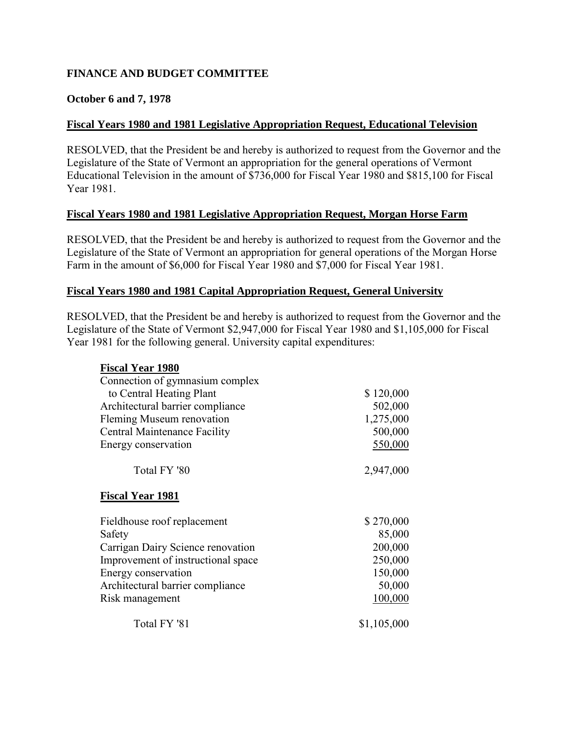**FINANCE AND BUDGET COMMITTEE**

**October 6 and 7, 1978**

**Fiscal Years 1980 and 1981 Legislative Appropriation Request, Educational Television**

RESOLVED, that the President be and hereby is authorized to request from the Governor and the Legislature of the State of Vermont an appropriation for the general operations of Vermont Educational Television in the amount of $736,000 for Fiscal Year 1980 and $815,100 for Fiscal Year 1981.

**Fiscal Years 1980 and 1981 Legislative Appropriation Request, Morgan Horse Farm**

RESOLVED, that the President be and hereby is authorized to request from the Governor and the Legislature of the State of Vermont an appropriation for general operations of the Morgan Horse Farm in the amount of $6,000 for Fiscal Year 1980 and $7,000 for Fiscal Year 1981.

**Fiscal Years 1980 and 1981 Capital Appropriation Request, General University**

RESOLVED, that the President be and hereby is authorized to request from the Governor and the Legislature of the State of Vermont $2,947,000 for Fiscal Year 1980 and $1,105,000 for Fiscal Year 1981 for the following general. University capital expenditures:

| **Fiscal Year 1980** | |
|---|---|
| Connection of gymnasium complex to Central Heating Plant | $ 120,000 |
| Architectural barrier compliance | 502,000 |
| Fleming Museum renovation | 1,275,000 |
| Central Maintenance Facility | 500,000 |
| Energy conservation | 550,000 |
| Total FY '80 | 2,947,000 |

| **Fiscal Year 1981** | |
|---|---|
| Fieldhouse roof replacement | $ 270,000 |
| Safety | 85,000 |
| Carrigan Dairy Science renovation | 200,000 |
| Improvement of instructional space | 250,000 |
| Energy conservation | 150,000 |
| Architectural barrier compliance | 50,000 |
| Risk management | 100,000 |
| Total FY '81 | $1,105,000 |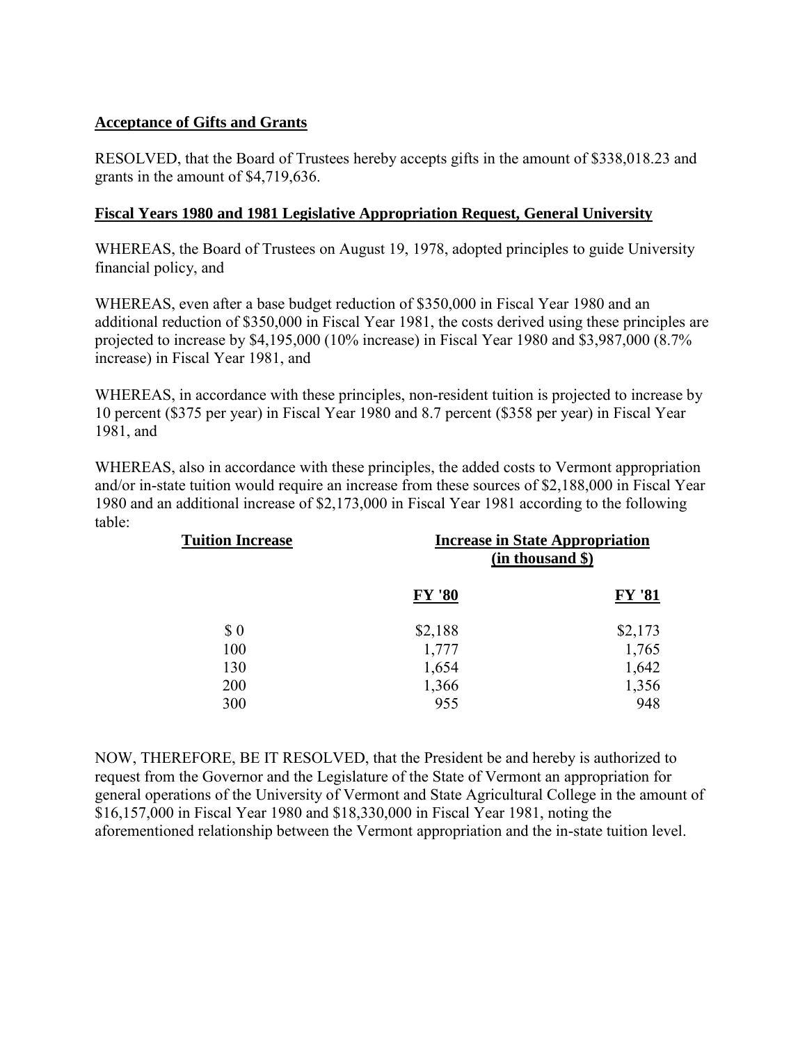**Acceptance of Gifts and Grants**

RESOLVED, that the Board of Trustees hereby accepts gifts in the amount of $338,018.23 and grants in the amount of $4,719,636.

**Fiscal Years 1980 and 1981 Legislative Appropriation Request, General University**

WHEREAS, the Board of Trustees on August 19, 1978, adopted principles to guide University financial policy, and

WHEREAS, even after a base budget reduction of $350,000 in Fiscal Year 1980 and an additional reduction of $350,000 in Fiscal Year 1981, the costs derived using these principles are projected to increase by $4,195,000 (10% increase) in Fiscal Year 1980 and $3,987,000 (8.7% increase) in Fiscal Year 1981, and

WHEREAS, in accordance with these principles, non-resident tuition is projected to increase by 10 percent ($375 per year) in Fiscal Year 1980 and 8.7 percent ($358 per year) in Fiscal Year 1981, and

WHEREAS, also in accordance with these principles, the added costs to Vermont appropriation and/or in-state tuition would require an increase from these sources of $2,188,000 in Fiscal Year 1980 and an additional increase of $2,173,000 in Fiscal Year 1981 according to the following table:

| Tuition Increase | Increase in State Appropriation (in thousand $) | |
|---|---|---|
| | FY '80 | FY '81 |
| $ 0 | $2,188 | $2,173 |
| 100 | 1,777 | 1,765 |
| 130 | 1,654 | 1,642 |
| 200 | 1,366 | 1,356 |
| 300 | 955 | 948 |

NOW, THEREFORE, BE IT RESOLVED, that the President be and hereby is authorized to request from the Governor and the Legislature of the State of Vermont an appropriation for general operations of the University of Vermont and State Agricultural College in the amount of $16,157,000 in Fiscal Year 1980 and $18,330,000 in Fiscal Year 1981, noting the aforementioned relationship between the Vermont appropriation and the in-state tuition level.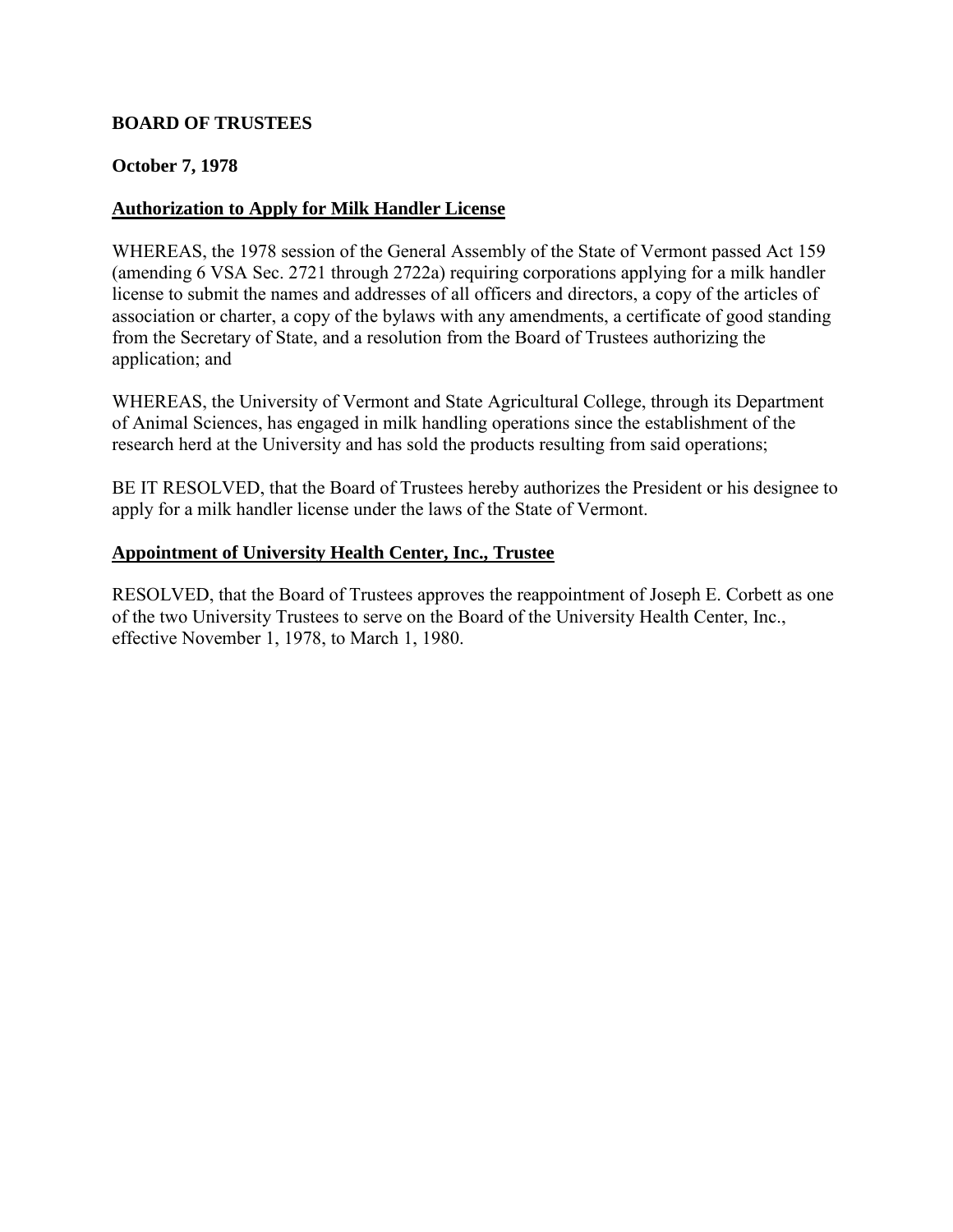**BOARD OF TRUSTEES**

**October 7, 1978**

**Authorization to Apply for Milk Handler License**

WHEREAS, the 1978 session of the General Assembly of the State of Vermont passed Act 159 (amending 6 VSA Sec. 2721 through 2722a) requiring corporations applying for a milk handler license to submit the names and addresses of all officers and directors, a copy of the articles of association or charter, a copy of the bylaws with any amendments, a certificate of good standing from the Secretary of State, and a resolution from the Board of Trustees authorizing the application; and

WHEREAS, the University of Vermont and State Agricultural College, through its Department of Animal Sciences, has engaged in milk handling operations since the establishment of the research herd at the University and has sold the products resulting from said operations;

BE IT RESOLVED, that the Board of Trustees hereby authorizes the President or his designee to apply for a milk handler license under the laws of the State of Vermont.

**Appointment of University Health Center, Inc., Trustee**

RESOLVED, that the Board of Trustees approves the reappointment of Joseph E. Corbett as one of the two University Trustees to serve on the Board of the University Health Center, Inc., effective November 1, 1978, to March 1, 1980.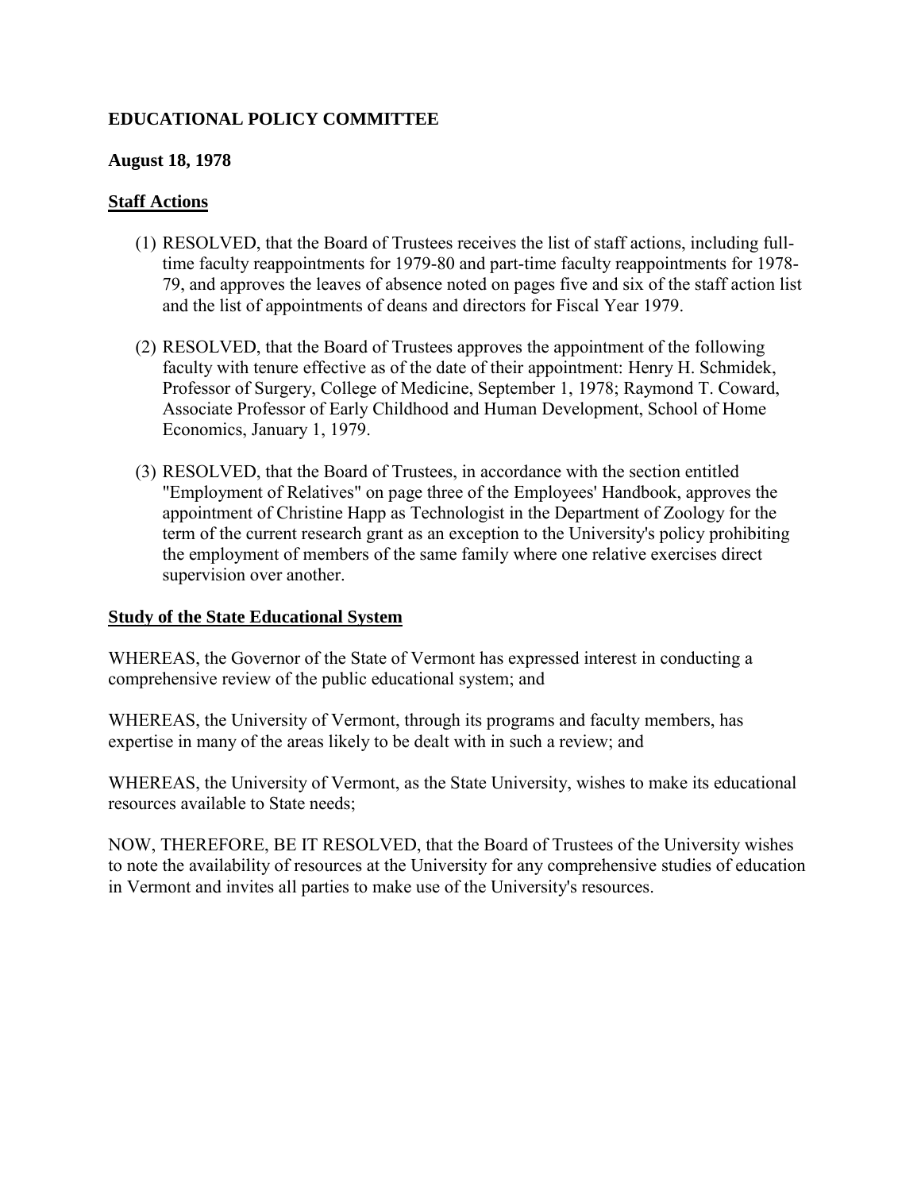**EDUCATIONAL POLICY COMMITTEE**

**August 18, 1978**

**Staff Actions**

(1) RESOLVED, that the Board of Trustees receives the list of staff actions, including full-time faculty reappointments for 1979-80 and part-time faculty reappointments for 1978-79, and approves the leaves of absence noted on pages five and six of the staff action list and the list of appointments of deans and directors for Fiscal Year 1979.

(2) RESOLVED, that the Board of Trustees approves the appointment of the following faculty with tenure effective as of the date of their appointment: Henry H. Schmidek, Professor of Surgery, College of Medicine, September 1, 1978; Raymond T. Coward, Associate Professor of Early Childhood and Human Development, School of Home Economics, January 1, 1979.

(3) RESOLVED, that the Board of Trustees, in accordance with the section entitled "Employment of Relatives" on page three of the Employees' Handbook, approves the appointment of Christine Happ as Technologist in the Department of Zoology for the term of the current research grant as an exception to the University's policy prohibiting the employment of members of the same family where one relative exercises direct supervision over another.

**Study of the State Educational System**

WHEREAS, the Governor of the State of Vermont has expressed interest in conducting a comprehensive review of the public educational system; and

WHEREAS, the University of Vermont, through its programs and faculty members, has expertise in many of the areas likely to be dealt with in such a review; and

WHEREAS, the University of Vermont, as the State University, wishes to make its educational resources available to State needs;

NOW, THEREFORE, BE IT RESOLVED, that the Board of Trustees of the University wishes to note the availability of resources at the University for any comprehensive studies of education in Vermont and invites all parties to make use of the University's resources.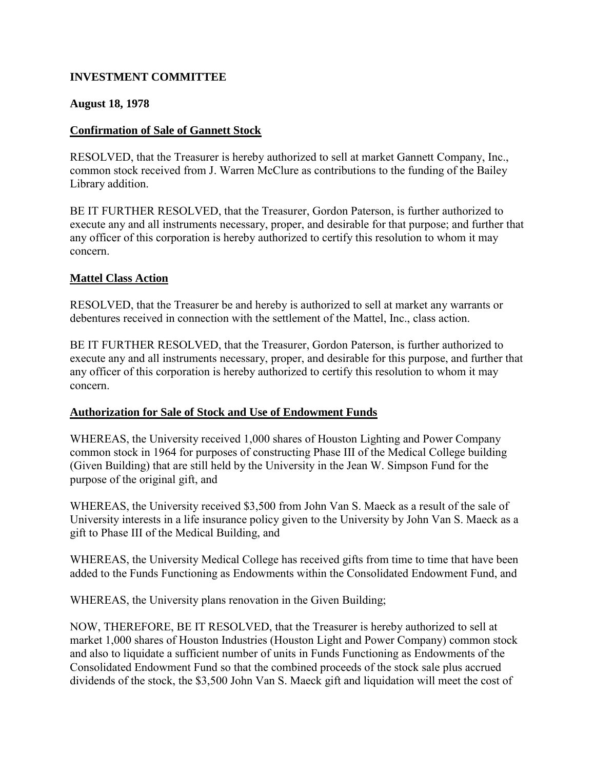**INVESTMENT COMMITTEE**

**August 18, 1978**

**<u>Confirmation of Sale of Gannett Stock</u>**

RESOLVED, that the Treasurer is hereby authorized to sell at market Gannett Company, Inc., common stock received from J. Warren McClure as contributions to the funding of the Bailey Library addition.

BE IT FURTHER RESOLVED, that the Treasurer, Gordon Paterson, is further authorized to execute any and all instruments necessary, proper, and desirable for that purpose; and further that any officer of this corporation is hereby authorized to certify this resolution to whom it may concern.

**<u>Mattel Class Action</u>**

RESOLVED, that the Treasurer be and hereby is authorized to sell at market any warrants or debentures received in connection with the settlement of the Mattel, Inc., class action.

BE IT FURTHER RESOLVED, that the Treasurer, Gordon Paterson, is further authorized to execute any and all instruments necessary, proper, and desirable for this purpose, and further that any officer of this corporation is hereby authorized to certify this resolution to whom it may concern.

**<u>Authorization for Sale of Stock and Use of Endowment Funds</u>**

WHEREAS, the University received 1,000 shares of Houston Lighting and Power Company common stock in 1964 for purposes of constructing Phase III of the Medical College building (Given Building) that are still held by the University in the Jean W. Simpson Fund for the purpose of the original gift, and

WHEREAS, the University received $3,500 from John Van S. Maeck as a result of the sale of University interests in a life insurance policy given to the University by John Van S. Maeck as a gift to Phase III of the Medical Building, and

WHEREAS, the University Medical College has received gifts from time to time that have been added to the Funds Functioning as Endowments within the Consolidated Endowment Fund, and

WHEREAS, the University plans renovation in the Given Building;

NOW, THEREFORE, BE IT RESOLVED, that the Treasurer is hereby authorized to sell at market 1,000 shares of Houston Industries (Houston Light and Power Company) common stock and also to liquidate a sufficient number of units in Funds Functioning as Endowments of the Consolidated Endowment Fund so that the combined proceeds of the stock sale plus accrued dividends of the stock, the $3,500 John Van S. Maeck gift and liquidation will meet the cost of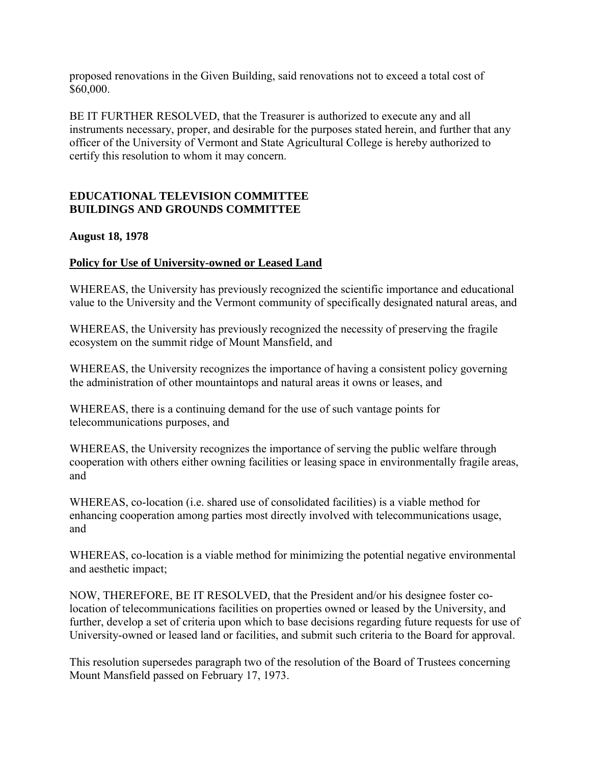proposed renovations in the Given Building, said renovations not to exceed a total cost of $60,000.

BE IT FURTHER RESOLVED, that the Treasurer is authorized to execute any and all instruments necessary, proper, and desirable for the purposes stated herein, and further that any officer of the University of Vermont and State Agricultural College is hereby authorized to certify this resolution to whom it may concern.

**EDUCATIONAL TELEVISION COMMITTEE**
**BUILDINGS AND GROUNDS COMMITTEE**

**August 18, 1978**

**Policy for Use of University-owned or Leased Land**

WHEREAS, the University has previously recognized the scientific importance and educational value to the University and the Vermont community of specifically designated natural areas, and

WHEREAS, the University has previously recognized the necessity of preserving the fragile ecosystem on the summit ridge of Mount Mansfield, and

WHEREAS, the University recognizes the importance of having a consistent policy governing the administration of other mountaintops and natural areas it owns or leases, and

WHEREAS, there is a continuing demand for the use of such vantage points for telecommunications purposes, and

WHEREAS, the University recognizes the importance of serving the public welfare through cooperation with others either owning facilities or leasing space in environmentally fragile areas, and

WHEREAS, co-location (i.e. shared use of consolidated facilities) is a viable method for enhancing cooperation among parties most directly involved with telecommunications usage, and

WHEREAS, co-location is a viable method for minimizing the potential negative environmental and aesthetic impact;

NOW, THEREFORE, BE IT RESOLVED, that the President and/or his designee foster co-location of telecommunications facilities on properties owned or leased by the University, and further, develop a set of criteria upon which to base decisions regarding future requests for use of University-owned or leased land or facilities, and submit such criteria to the Board for approval.

This resolution supersedes paragraph two of the resolution of the Board of Trustees concerning Mount Mansfield passed on February 17, 1973.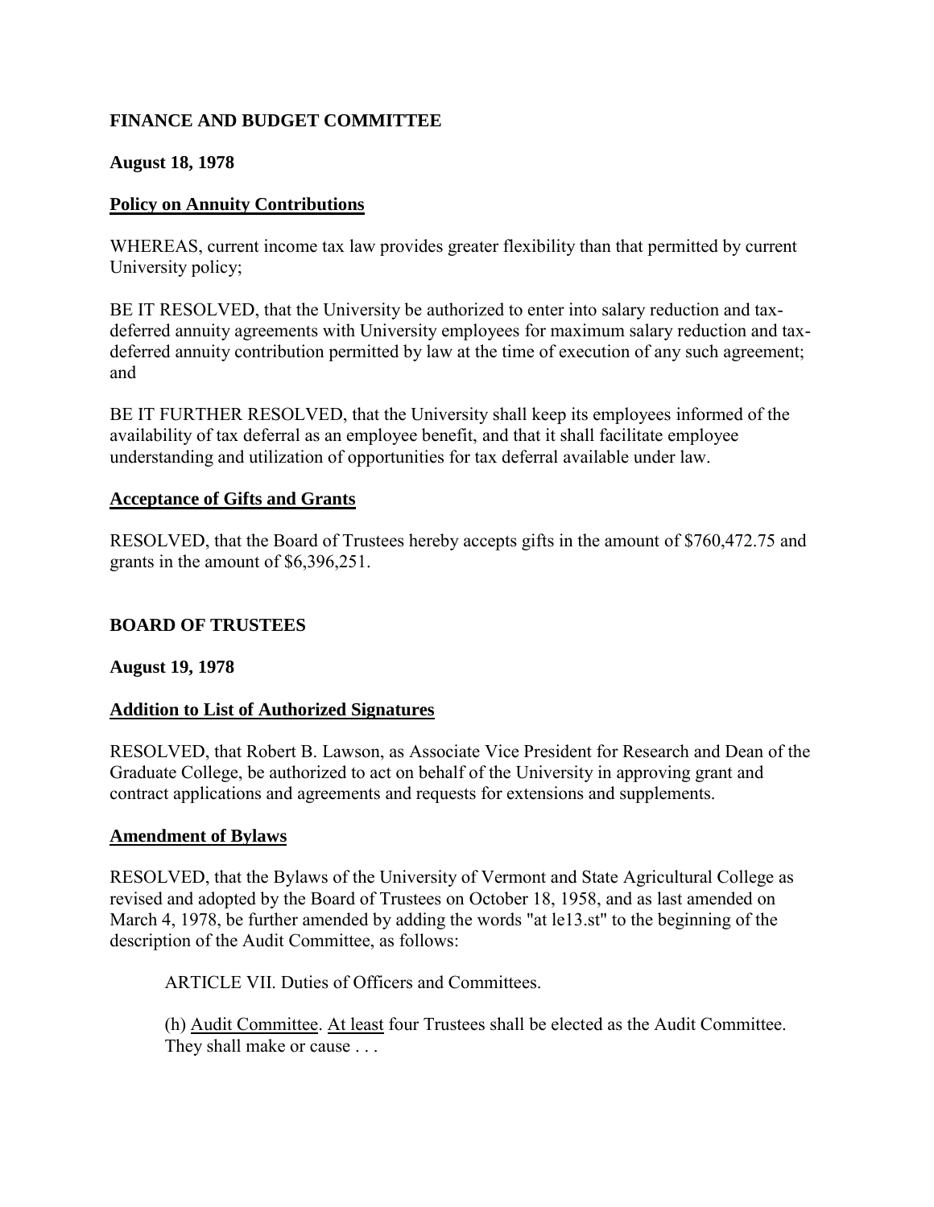**FINANCE AND BUDGET COMMITTEE**

**August 18, 1978**

**Policy on Annuity Contributions**

WHEREAS, current income tax law provides greater flexibility than that permitted by current University policy;

BE IT RESOLVED, that the University be authorized to enter into salary reduction and tax-deferred annuity agreements with University employees for maximum salary reduction and tax-deferred annuity contribution permitted by law at the time of execution of any such agreement; and

BE IT FURTHER RESOLVED, that the University shall keep its employees informed of the availability of tax deferral as an employee benefit, and that it shall facilitate employee understanding and utilization of opportunities for tax deferral available under law.

**Acceptance of Gifts and Grants**

RESOLVED, that the Board of Trustees hereby accepts gifts in the amount of $760,472.75 and grants in the amount of $6,396,251.

**BOARD OF TRUSTEES**

**August 19, 1978**

**Addition to List of Authorized Signatures**

RESOLVED, that Robert B. Lawson, as Associate Vice President for Research and Dean of the Graduate College, be authorized to act on behalf of the University in approving grant and contract applications and agreements and requests for extensions and supplements.

**Amendment of Bylaws**

RESOLVED, that the Bylaws of the University of Vermont and State Agricultural College as revised and adopted by the Board of Trustees on October 18, 1958, and as last amended on March 4, 1978, be further amended by adding the words "at le13.st" to the beginning of the description of the Audit Committee, as follows:

> ARTICLE VII. Duties of Officers and Committees.
>
> (h) Audit Committee. At least four Trustees shall be elected as the Audit Committee. They shall make or cause . . .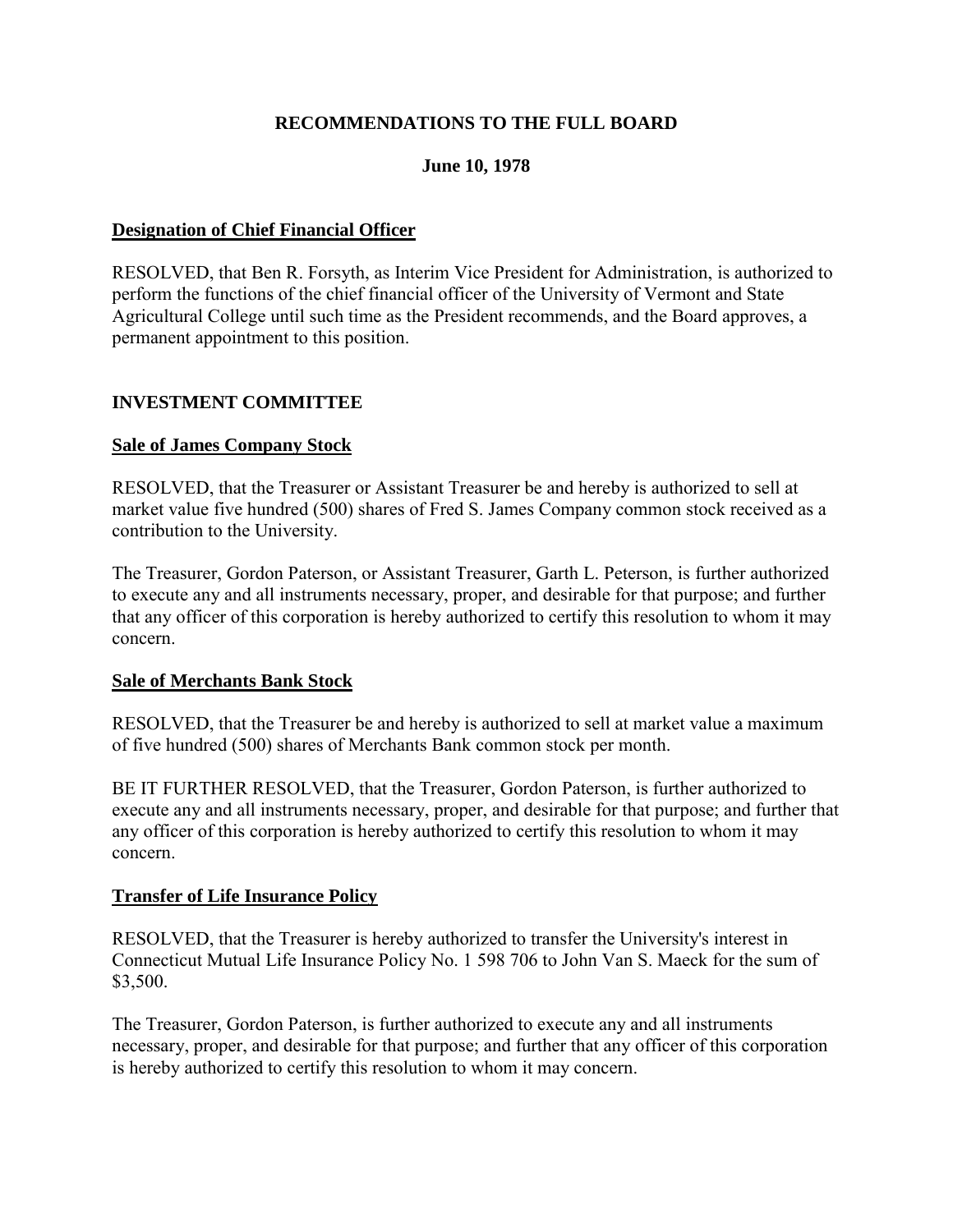## RECOMMENDATIONS TO THE FULL BOARD

### June 10, 1978

**Designation of Chief Financial Officer**

RESOLVED, that Ben R. Forsyth, as Interim Vice President for Administration, is authorized to perform the functions of the chief financial officer of the University of Vermont and State Agricultural College until such time as the President recommends, and the Board approves, a permanent appointment to this position.

## INVESTMENT COMMITTEE

**Sale of James Company Stock**

RESOLVED, that the Treasurer or Assistant Treasurer be and hereby is authorized to sell at market value five hundred (500) shares of Fred S. James Company common stock received as a contribution to the University.

The Treasurer, Gordon Paterson, or Assistant Treasurer, Garth L. Peterson, is further authorized to execute any and all instruments necessary, proper, and desirable for that purpose; and further that any officer of this corporation is hereby authorized to certify this resolution to whom it may concern.

**Sale of Merchants Bank Stock**

RESOLVED, that the Treasurer be and hereby is authorized to sell at market value a maximum of five hundred (500) shares of Merchants Bank common stock per month.

BE IT FURTHER RESOLVED, that the Treasurer, Gordon Paterson, is further authorized to execute any and all instruments necessary, proper, and desirable for that purpose; and further that any officer of this corporation is hereby authorized to certify this resolution to whom it may concern.

**Transfer of Life Insurance Policy**

RESOLVED, that the Treasurer is hereby authorized to transfer the University's interest in Connecticut Mutual Life Insurance Policy No. 1 598 706 to John Van S. Maeck for the sum of $3,500.

The Treasurer, Gordon Paterson, is further authorized to execute any and all instruments necessary, proper, and desirable for that purpose; and further that any officer of this corporation is hereby authorized to certify this resolution to whom it may concern.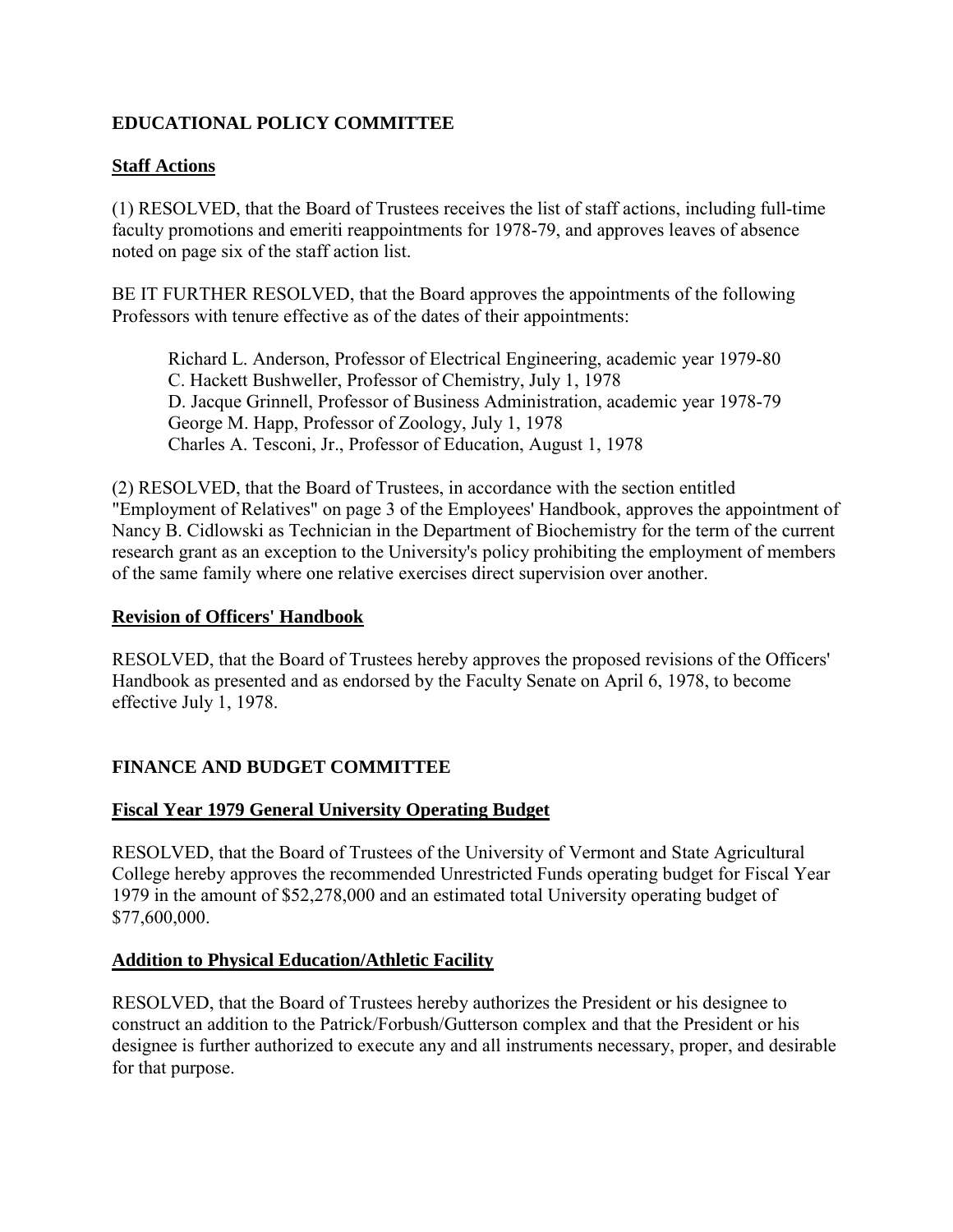## EDUCATIONAL POLICY COMMITTEE

### Staff Actions

(1) RESOLVED, that the Board of Trustees receives the list of staff actions, including full-time faculty promotions and emeriti reappointments for 1978-79, and approves leaves of absence noted on page six of the staff action list.

BE IT FURTHER RESOLVED, that the Board approves the appointments of the following Professors with tenure effective as of the dates of their appointments:

> Richard L. Anderson, Professor of Electrical Engineering, academic year 1979-80
> C. Hackett Bushweller, Professor of Chemistry, July 1, 1978
> D. Jacque Grinnell, Professor of Business Administration, academic year 1978-79
> George M. Happ, Professor of Zoology, July 1, 1978
> Charles A. Tesconi, Jr., Professor of Education, August 1, 1978

(2) RESOLVED, that the Board of Trustees, in accordance with the section entitled "Employment of Relatives" on page 3 of the Employees' Handbook, approves the appointment of Nancy B. Cidlowski as Technician in the Department of Biochemistry for the term of the current research grant as an exception to the University's policy prohibiting the employment of members of the same family where one relative exercises direct supervision over another.

### Revision of Officers' Handbook

RESOLVED, that the Board of Trustees hereby approves the proposed revisions of the Officers' Handbook as presented and as endorsed by the Faculty Senate on April 6, 1978, to become effective July 1, 1978.

## FINANCE AND BUDGET COMMITTEE

### Fiscal Year 1979 General University Operating Budget

RESOLVED, that the Board of Trustees of the University of Vermont and State Agricultural College hereby approves the recommended Unrestricted Funds operating budget for Fiscal Year 1979 in the amount of $52,278,000 and an estimated total University operating budget of $77,600,000.

### Addition to Physical Education/Athletic Facility

RESOLVED, that the Board of Trustees hereby authorizes the President or his designee to construct an addition to the Patrick/Forbush/Gutterson complex and that the President or his designee is further authorized to execute any and all instruments necessary, proper, and desirable for that purpose.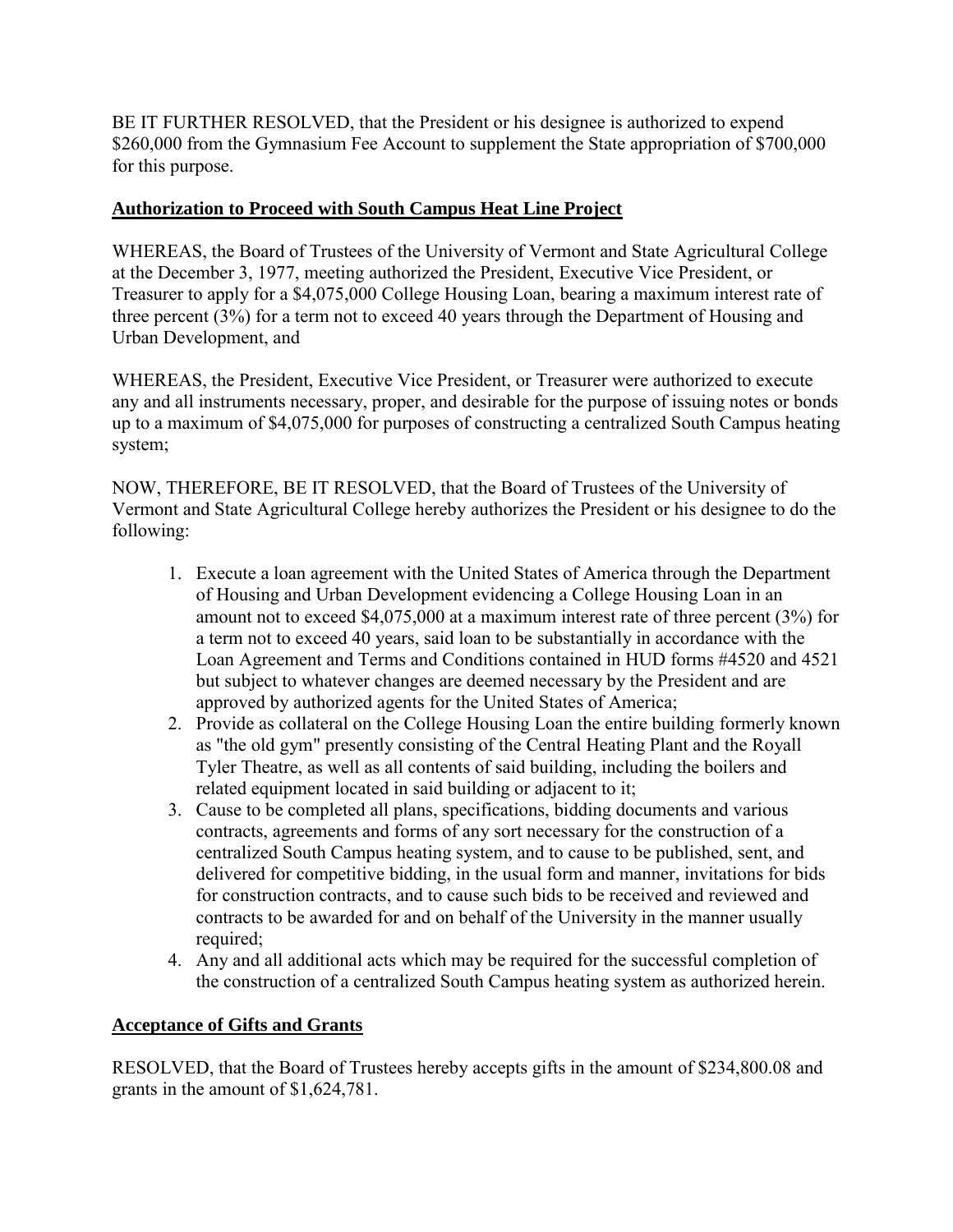BE IT FURTHER RESOLVED, that the President or his designee is authorized to expend $260,000 from the Gymnasium Fee Account to supplement the State appropriation of $700,000 for this purpose.

**Authorization to Proceed with South Campus Heat Line Project**

WHEREAS, the Board of Trustees of the University of Vermont and State Agricultural College at the December 3, 1977, meeting authorized the President, Executive Vice President, or Treasurer to apply for a $4,075,000 College Housing Loan, bearing a maximum interest rate of three percent (3%) for a term not to exceed 40 years through the Department of Housing and Urban Development, and

WHEREAS, the President, Executive Vice President, or Treasurer were authorized to execute any and all instruments necessary, proper, and desirable for the purpose of issuing notes or bonds up to a maximum of $4,075,000 for purposes of constructing a centralized South Campus heating system;

NOW, THEREFORE, BE IT RESOLVED, that the Board of Trustees of the University of Vermont and State Agricultural College hereby authorizes the President or his designee to do the following:

1. Execute a loan agreement with the United States of America through the Department of Housing and Urban Development evidencing a College Housing Loan in an amount not to exceed $4,075,000 at a maximum interest rate of three percent (3%) for a term not to exceed 40 years, said loan to be substantially in accordance with the Loan Agreement and Terms and Conditions contained in HUD forms #4520 and 4521 but subject to whatever changes are deemed necessary by the President and are approved by authorized agents for the United States of America;
2. Provide as collateral on the College Housing Loan the entire building formerly known as "the old gym" presently consisting of the Central Heating Plant and the Royall Tyler Theatre, as well as all contents of said building, including the boilers and related equipment located in said building or adjacent to it;
3. Cause to be completed all plans, specifications, bidding documents and various contracts, agreements and forms of any sort necessary for the construction of a centralized South Campus heating system, and to cause to be published, sent, and delivered for competitive bidding, in the usual form and manner, invitations for bids for construction contracts, and to cause such bids to be received and reviewed and contracts to be awarded for and on behalf of the University in the manner usually required;
4. Any and all additional acts which may be required for the successful completion of the construction of a centralized South Campus heating system as authorized herein.

**Acceptance of Gifts and Grants**

RESOLVED, that the Board of Trustees hereby accepts gifts in the amount of $234,800.08 and grants in the amount of $1,624,781.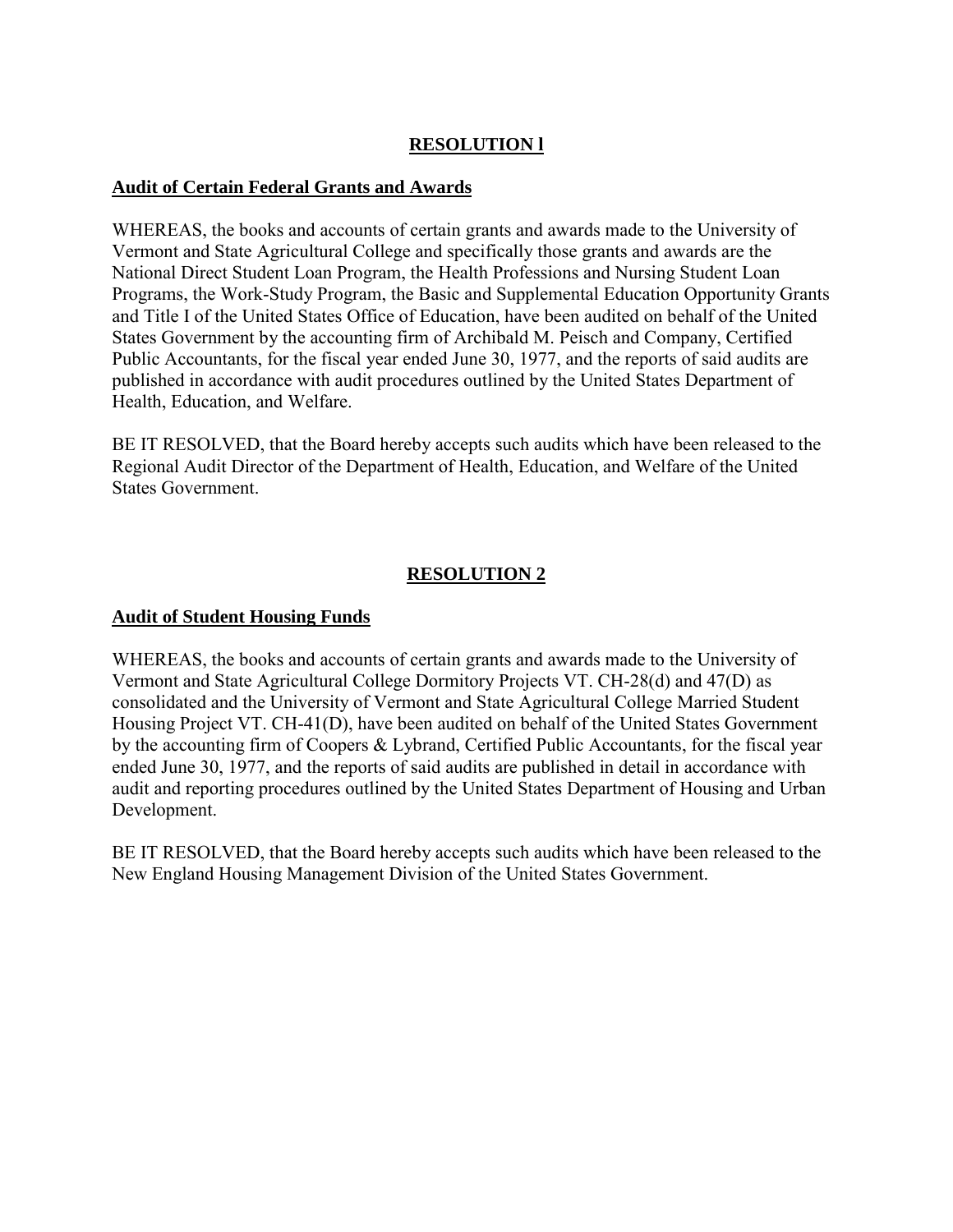## RESOLUTION l

**Audit of Certain Federal Grants and Awards**

WHEREAS, the books and accounts of certain grants and awards made to the University of Vermont and State Agricultural College and specifically those grants and awards are the National Direct Student Loan Program, the Health Professions and Nursing Student Loan Programs, the Work-Study Program, the Basic and Supplemental Education Opportunity Grants and Title I of the United States Office of Education, have been audited on behalf of the United States Government by the accounting firm of Archibald M. Peisch and Company, Certified Public Accountants, for the fiscal year ended June 30, 1977, and the reports of said audits are published in accordance with audit procedures outlined by the United States Department of Health, Education, and Welfare.

BE IT RESOLVED, that the Board hereby accepts such audits which have been released to the Regional Audit Director of the Department of Health, Education, and Welfare of the United States Government.

## RESOLUTION 2

**Audit of Student Housing Funds**

WHEREAS, the books and accounts of certain grants and awards made to the University of Vermont and State Agricultural College Dormitory Projects VT. CH-28(d) and 47(D) as consolidated and the University of Vermont and State Agricultural College Married Student Housing Project VT. CH-41(D), have been audited on behalf of the United States Government by the accounting firm of Coopers & Lybrand, Certified Public Accountants, for the fiscal year ended June 30, 1977, and the reports of said audits are published in detail in accordance with audit and reporting procedures outlined by the United States Department of Housing and Urban Development.

BE IT RESOLVED, that the Board hereby accepts such audits which have been released to the New England Housing Management Division of the United States Government.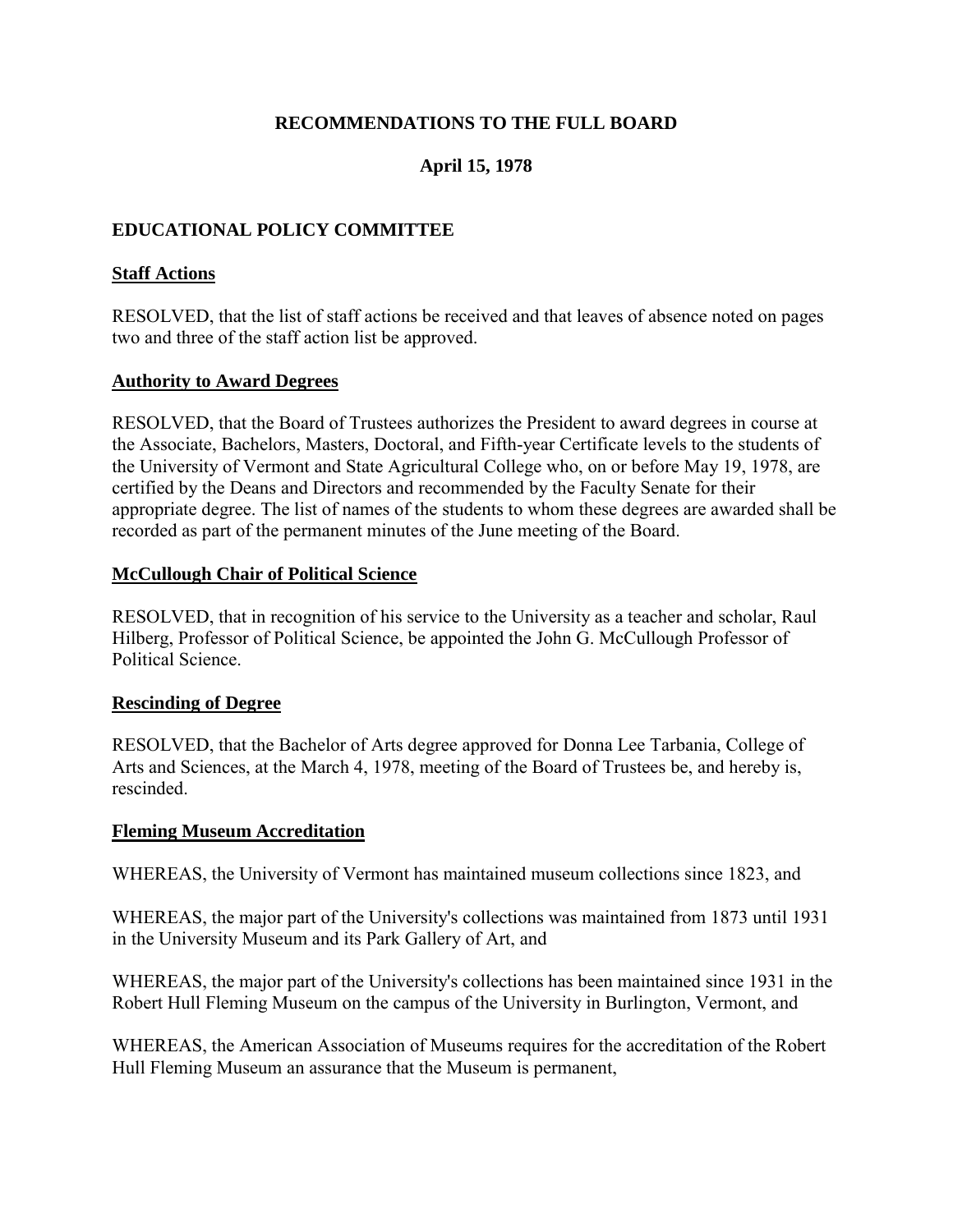# RECOMMENDATIONS TO THE FULL BOARD

## April 15, 1978

## EDUCATIONAL POLICY COMMITTEE

### Staff Actions

RESOLVED, that the list of staff actions be received and that leaves of absence noted on pages two and three of the staff action list be approved.

### Authority to Award Degrees

RESOLVED, that the Board of Trustees authorizes the President to award degrees in course at the Associate, Bachelors, Masters, Doctoral, and Fifth-year Certificate levels to the students of the University of Vermont and State Agricultural College who, on or before May 19, 1978, are certified by the Deans and Directors and recommended by the Faculty Senate for their appropriate degree. The list of names of the students to whom these degrees are awarded shall be recorded as part of the permanent minutes of the June meeting of the Board.

### McCullough Chair of Political Science

RESOLVED, that in recognition of his service to the University as a teacher and scholar, Raul Hilberg, Professor of Political Science, be appointed the John G. McCullough Professor of Political Science.

### Rescinding of Degree

RESOLVED, that the Bachelor of Arts degree approved for Donna Lee Tarbania, College of Arts and Sciences, at the March 4, 1978, meeting of the Board of Trustees be, and hereby is, rescinded.

### Fleming Museum Accreditation

WHEREAS, the University of Vermont has maintained museum collections since 1823, and

WHEREAS, the major part of the University's collections was maintained from 1873 until 1931 in the University Museum and its Park Gallery of Art, and

WHEREAS, the major part of the University's collections has been maintained since 1931 in the Robert Hull Fleming Museum on the campus of the University in Burlington, Vermont, and

WHEREAS, the American Association of Museums requires for the accreditation of the Robert Hull Fleming Museum an assurance that the Museum is permanent,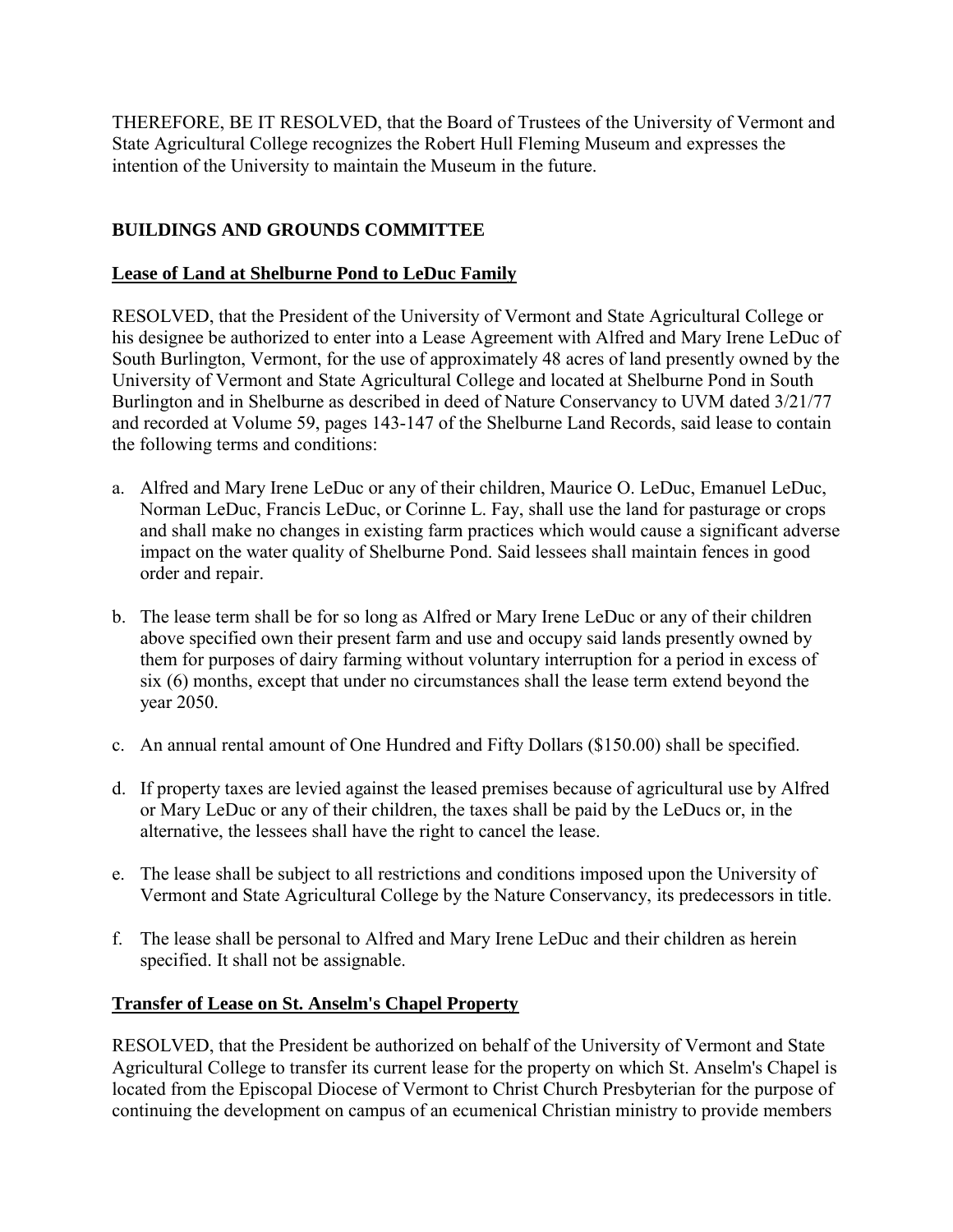THEREFORE, BE IT RESOLVED, that the Board of Trustees of the University of Vermont and State Agricultural College recognizes the Robert Hull Fleming Museum and expresses the intention of the University to maintain the Museum in the future.

## BUILDINGS AND GROUNDS COMMITTEE

### Lease of Land at Shelburne Pond to LeDuc Family

RESOLVED, that the President of the University of Vermont and State Agricultural College or his designee be authorized to enter into a Lease Agreement with Alfred and Mary Irene LeDuc of South Burlington, Vermont, for the use of approximately 48 acres of land presently owned by the University of Vermont and State Agricultural College and located at Shelburne Pond in South Burlington and in Shelburne as described in deed of Nature Conservancy to UVM dated 3/21/77 and recorded at Volume 59, pages 143-147 of the Shelburne Land Records, said lease to contain the following terms and conditions:

a. Alfred and Mary Irene LeDuc or any of their children, Maurice O. LeDuc, Emanuel LeDuc, Norman LeDuc, Francis LeDuc, or Corinne L. Fay, shall use the land for pasturage or crops and shall make no changes in existing farm practices which would cause a significant adverse impact on the water quality of Shelburne Pond. Said lessees shall maintain fences in good order and repair.

b. The lease term shall be for so long as Alfred or Mary Irene LeDuc or any of their children above specified own their present farm and use and occupy said lands presently owned by them for purposes of dairy farming without voluntary interruption for a period in excess of six (6) months, except that under no circumstances shall the lease term extend beyond the year 2050.

c. An annual rental amount of One Hundred and Fifty Dollars ($150.00) shall be specified.

d. If property taxes are levied against the leased premises because of agricultural use by Alfred or Mary LeDuc or any of their children, the taxes shall be paid by the LeDucs or, in the alternative, the lessees shall have the right to cancel the lease.

e. The lease shall be subject to all restrictions and conditions imposed upon the University of Vermont and State Agricultural College by the Nature Conservancy, its predecessors in title.

f. The lease shall be personal to Alfred and Mary Irene LeDuc and their children as herein specified. It shall not be assignable.

### Transfer of Lease on St. Anselm's Chapel Property

RESOLVED, that the President be authorized on behalf of the University of Vermont and State Agricultural College to transfer its current lease for the property on which St. Anselm's Chapel is located from the Episcopal Diocese of Vermont to Christ Church Presbyterian for the purpose of continuing the development on campus of an ecumenical Christian ministry to provide members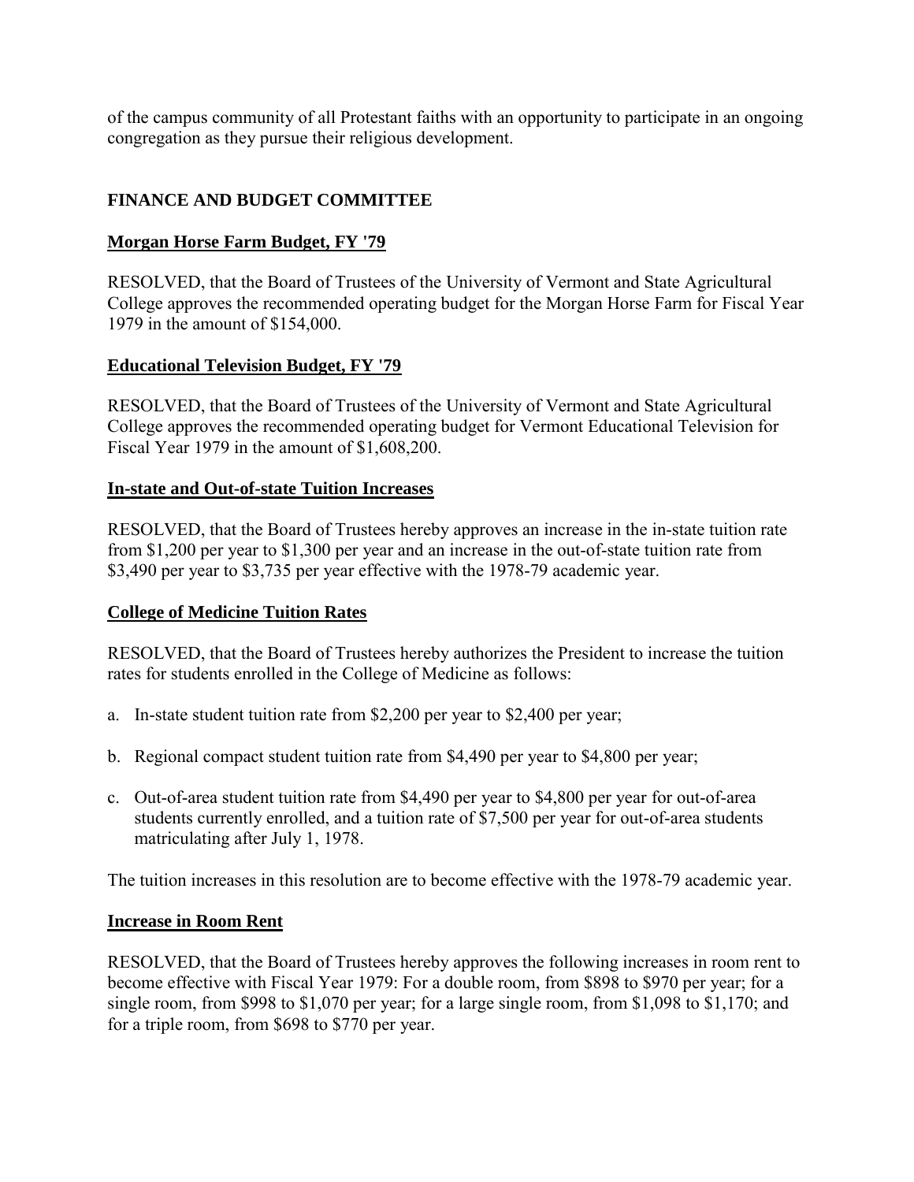of the campus community of all Protestant faiths with an opportunity to participate in an ongoing congregation as they pursue their religious development.

## FINANCE AND BUDGET COMMITTEE

### Morgan Horse Farm Budget, FY '79

RESOLVED, that the Board of Trustees of the University of Vermont and State Agricultural College approves the recommended operating budget for the Morgan Horse Farm for Fiscal Year 1979 in the amount of $154,000.

### Educational Television Budget, FY '79

RESOLVED, that the Board of Trustees of the University of Vermont and State Agricultural College approves the recommended operating budget for Vermont Educational Television for Fiscal Year 1979 in the amount of $1,608,200.

### In-state and Out-of-state Tuition Increases

RESOLVED, that the Board of Trustees hereby approves an increase in the in-state tuition rate from $1,200 per year to $1,300 per year and an increase in the out-of-state tuition rate from $3,490 per year to $3,735 per year effective with the 1978-79 academic year.

### College of Medicine Tuition Rates

RESOLVED, that the Board of Trustees hereby authorizes the President to increase the tuition rates for students enrolled in the College of Medicine as follows:

a. In-state student tuition rate from $2,200 per year to $2,400 per year;

b. Regional compact student tuition rate from $4,490 per year to $4,800 per year;

c. Out-of-area student tuition rate from $4,490 per year to $4,800 per year for out-of-area students currently enrolled, and a tuition rate of $7,500 per year for out-of-area students matriculating after July 1, 1978.

The tuition increases in this resolution are to become effective with the 1978-79 academic year.

### Increase in Room Rent

RESOLVED, that the Board of Trustees hereby approves the following increases in room rent to become effective with Fiscal Year 1979: For a double room, from $898 to $970 per year; for a single room, from $998 to $1,070 per year; for a large single room, from $1,098 to $1,170; and for a triple room, from $698 to $770 per year.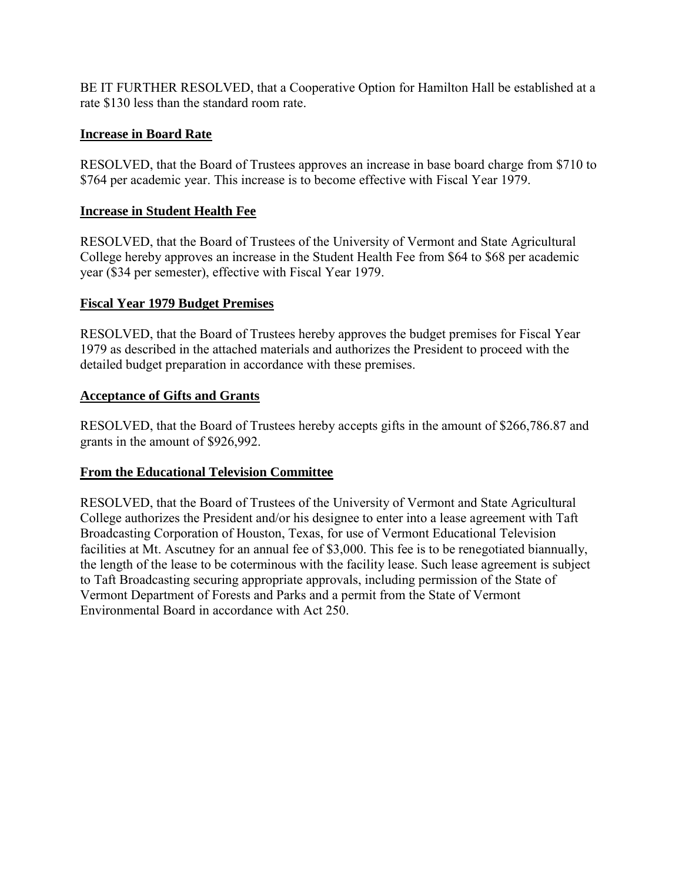BE IT FURTHER RESOLVED, that a Cooperative Option for Hamilton Hall be established at a rate $130 less than the standard room rate.

**Increase in Board Rate**

RESOLVED, that the Board of Trustees approves an increase in base board charge from $710 to $764 per academic year. This increase is to become effective with Fiscal Year 1979.

**Increase in Student Health Fee**

RESOLVED, that the Board of Trustees of the University of Vermont and State Agricultural College hereby approves an increase in the Student Health Fee from $64 to $68 per academic year ($34 per semester), effective with Fiscal Year 1979.

**Fiscal Year 1979 Budget Premises**

RESOLVED, that the Board of Trustees hereby approves the budget premises for Fiscal Year 1979 as described in the attached materials and authorizes the President to proceed with the detailed budget preparation in accordance with these premises.

**Acceptance of Gifts and Grants**

RESOLVED, that the Board of Trustees hereby accepts gifts in the amount of $266,786.87 and grants in the amount of $926,992.

**From the Educational Television Committee**

RESOLVED, that the Board of Trustees of the University of Vermont and State Agricultural College authorizes the President and/or his designee to enter into a lease agreement with Taft Broadcasting Corporation of Houston, Texas, for use of Vermont Educational Television facilities at Mt. Ascutney for an annual fee of $3,000. This fee is to be renegotiated biannually, the length of the lease to be coterminous with the facility lease. Such lease agreement is subject to Taft Broadcasting securing appropriate approvals, including permission of the State of Vermont Department of Forests and Parks and a permit from the State of Vermont Environmental Board in accordance with Act 250.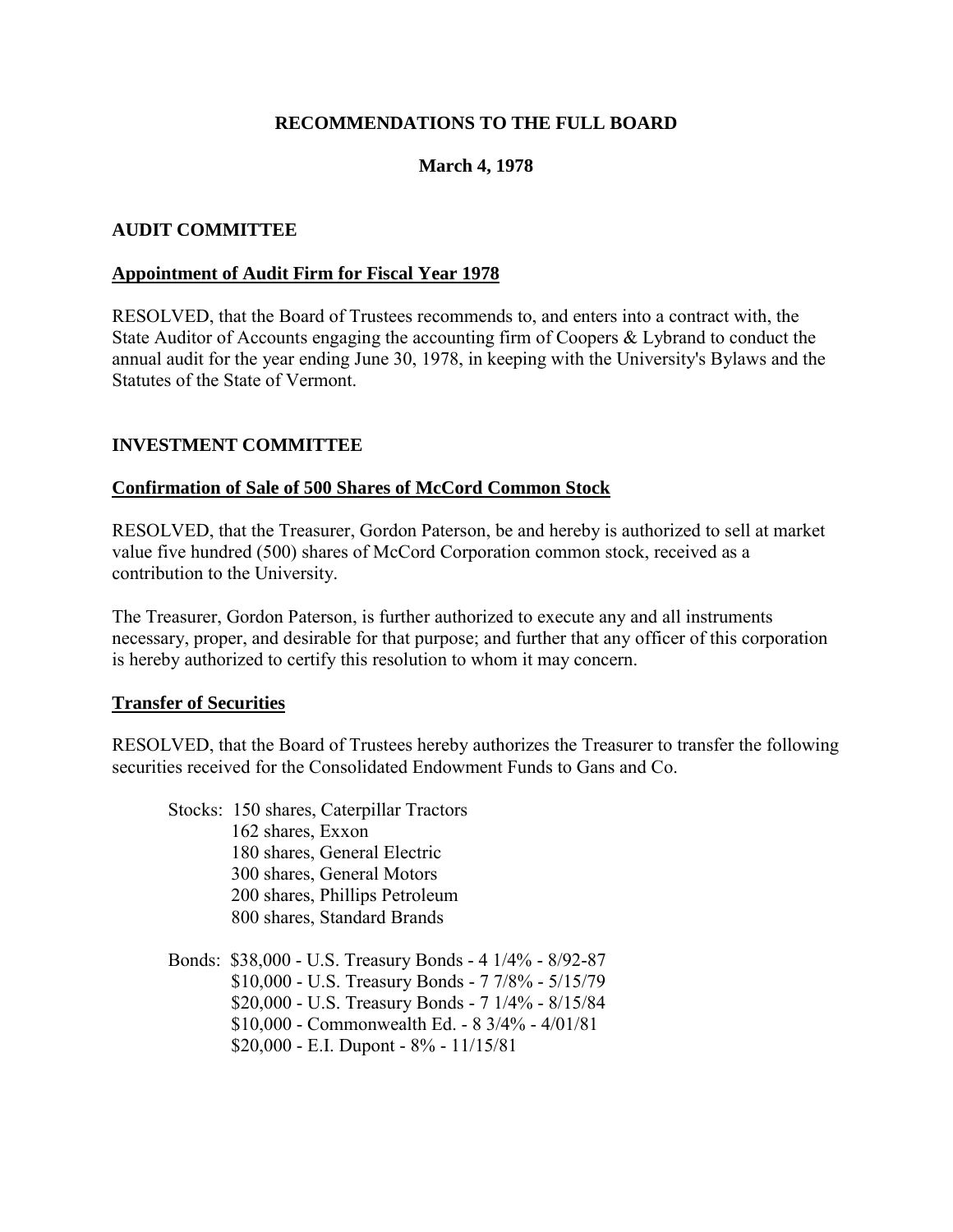## RECOMMENDATIONS TO THE FULL BOARD

### March 4, 1978

### AUDIT COMMITTEE

**Appointment of Audit Firm for Fiscal Year 1978**

RESOLVED, that the Board of Trustees recommends to, and enters into a contract with, the State Auditor of Accounts engaging the accounting firm of Coopers & Lybrand to conduct the annual audit for the year ending June 30, 1978, in keeping with the University's Bylaws and the Statutes of the State of Vermont.

### INVESTMENT COMMITTEE

**Confirmation of Sale of 500 Shares of McCord Common Stock**

RESOLVED, that the Treasurer, Gordon Paterson, be and hereby is authorized to sell at market value five hundred (500) shares of McCord Corporation common stock, received as a contribution to the University.

The Treasurer, Gordon Paterson, is further authorized to execute any and all instruments necessary, proper, and desirable for that purpose; and further that any officer of this corporation is hereby authorized to certify this resolution to whom it may concern.

**Transfer of Securities**

RESOLVED, that the Board of Trustees hereby authorizes the Treasurer to transfer the following securities received for the Consolidated Endowment Funds to Gans and Co.

Stocks:
- 150 shares, Caterpillar Tractors
- 162 shares, Exxon
- 180 shares, General Electric
- 300 shares, General Motors
- 200 shares, Phillips Petroleum
- 800 shares, Standard Brands

Bonds:
- $38,000 - U.S. Treasury Bonds - 4 1/4% - 8/92-87
- $10,000 - U.S. Treasury Bonds - 7 7/8% - 5/15/79
- $20,000 - U.S. Treasury Bonds - 7 1/4% - 8/15/84
- $10,000 - Commonwealth Ed. - 8 3/4% - 4/01/81
- $20,000 - E.I. Dupont - 8% - 11/15/81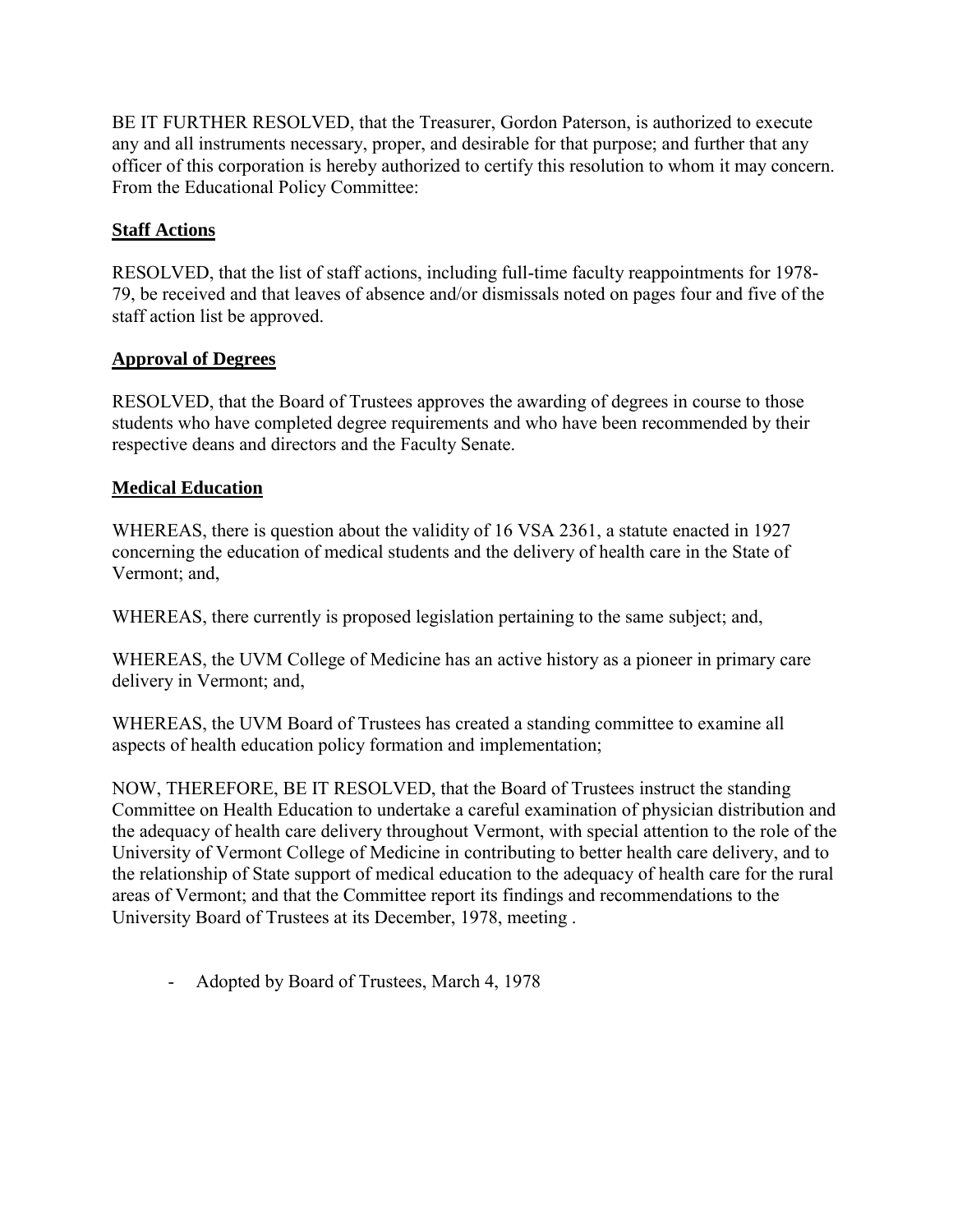BE IT FURTHER RESOLVED, that the Treasurer, Gordon Paterson, is authorized to execute any and all instruments necessary, proper, and desirable for that purpose; and further that any officer of this corporation is hereby authorized to certify this resolution to whom it may concern. From the Educational Policy Committee:

**Staff Actions**

RESOLVED, that the list of staff actions, including full-time faculty reappointments for 1978-79, be received and that leaves of absence and/or dismissals noted on pages four and five of the staff action list be approved.

**Approval of Degrees**

RESOLVED, that the Board of Trustees approves the awarding of degrees in course to those students who have completed degree requirements and who have been recommended by their respective deans and directors and the Faculty Senate.

**Medical Education**

WHEREAS, there is question about the validity of 16 VSA 2361, a statute enacted in 1927 concerning the education of medical students and the delivery of health care in the State of Vermont; and,

WHEREAS, there currently is proposed legislation pertaining to the same subject; and,

WHEREAS, the UVM College of Medicine has an active history as a pioneer in primary care delivery in Vermont; and,

WHEREAS, the UVM Board of Trustees has created a standing committee to examine all aspects of health education policy formation and implementation;

NOW, THEREFORE, BE IT RESOLVED, that the Board of Trustees instruct the standing Committee on Health Education to undertake a careful examination of physician distribution and the adequacy of health care delivery throughout Vermont, with special attention to the role of the University of Vermont College of Medicine in contributing to better health care delivery, and to the relationship of State support of medical education to the adequacy of health care for the rural areas of Vermont; and that the Committee report its findings and recommendations to the University Board of Trustees at its December, 1978, meeting .

- Adopted by Board of Trustees, March 4, 1978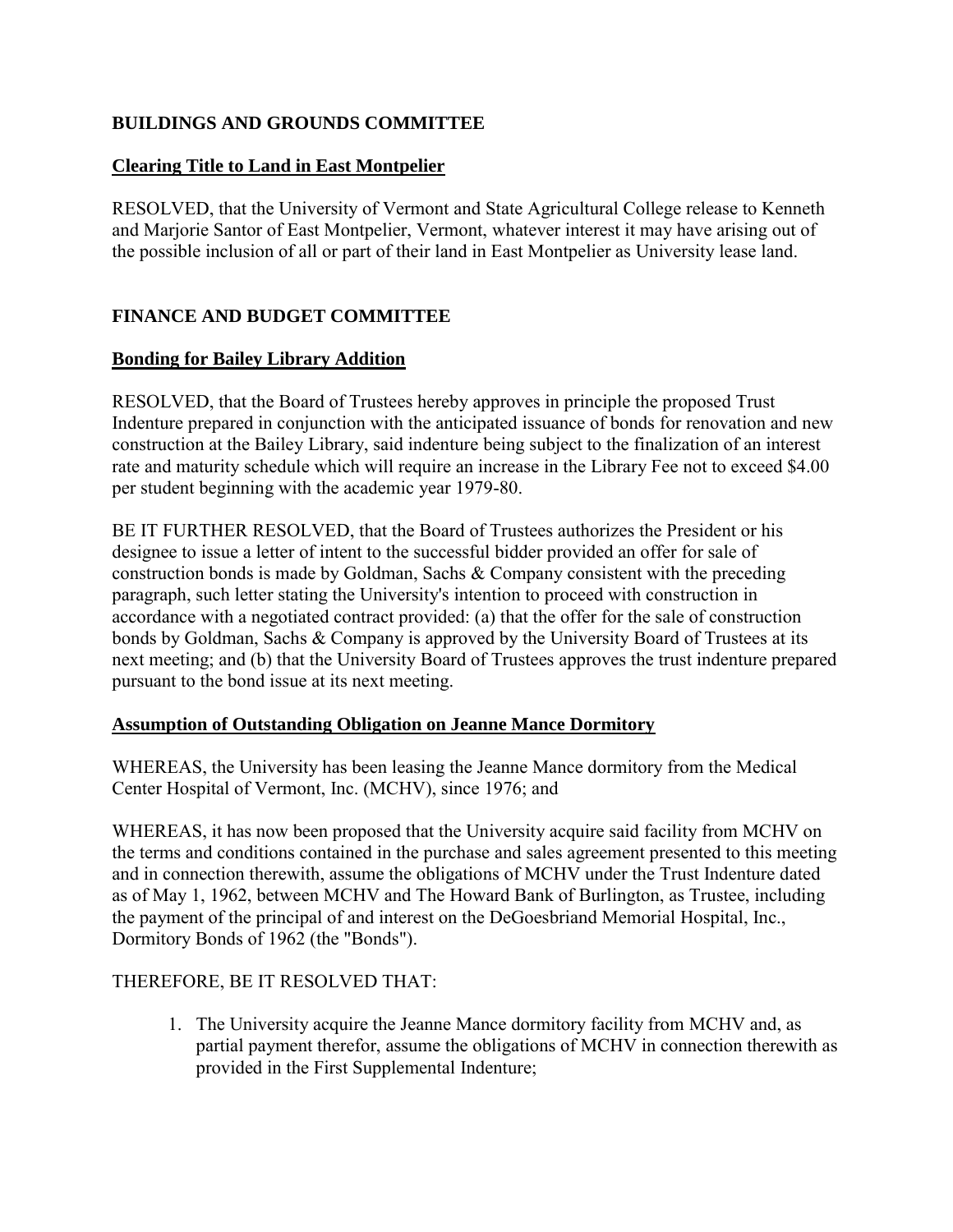## BUILDINGS AND GROUNDS COMMITTEE

### Clearing Title to Land in East Montpelier

RESOLVED, that the University of Vermont and State Agricultural College release to Kenneth and Marjorie Santor of East Montpelier, Vermont, whatever interest it may have arising out of the possible inclusion of all or part of their land in East Montpelier as University lease land.

## FINANCE AND BUDGET COMMITTEE

### Bonding for Bailey Library Addition

RESOLVED, that the Board of Trustees hereby approves in principle the proposed Trust Indenture prepared in conjunction with the anticipated issuance of bonds for renovation and new construction at the Bailey Library, said indenture being subject to the finalization of an interest rate and maturity schedule which will require an increase in the Library Fee not to exceed $4.00 per student beginning with the academic year 1979-80.

BE IT FURTHER RESOLVED, that the Board of Trustees authorizes the President or his designee to issue a letter of intent to the successful bidder provided an offer for sale of construction bonds is made by Goldman, Sachs & Company consistent with the preceding paragraph, such letter stating the University's intention to proceed with construction in accordance with a negotiated contract provided: (a) that the offer for the sale of construction bonds by Goldman, Sachs & Company is approved by the University Board of Trustees at its next meeting; and (b) that the University Board of Trustees approves the trust indenture prepared pursuant to the bond issue at its next meeting.

### Assumption of Outstanding Obligation on Jeanne Mance Dormitory

WHEREAS, the University has been leasing the Jeanne Mance dormitory from the Medical Center Hospital of Vermont, Inc. (MCHV), since 1976; and

WHEREAS, it has now been proposed that the University acquire said facility from MCHV on the terms and conditions contained in the purchase and sales agreement presented to this meeting and in connection therewith, assume the obligations of MCHV under the Trust Indenture dated as of May 1, 1962, between MCHV and The Howard Bank of Burlington, as Trustee, including the payment of the principal of and interest on the DeGoesbriand Memorial Hospital, Inc., Dormitory Bonds of 1962 (the "Bonds").

THEREFORE, BE IT RESOLVED THAT:

1. The University acquire the Jeanne Mance dormitory facility from MCHV and, as partial payment therefor, assume the obligations of MCHV in connection therewith as provided in the First Supplemental Indenture;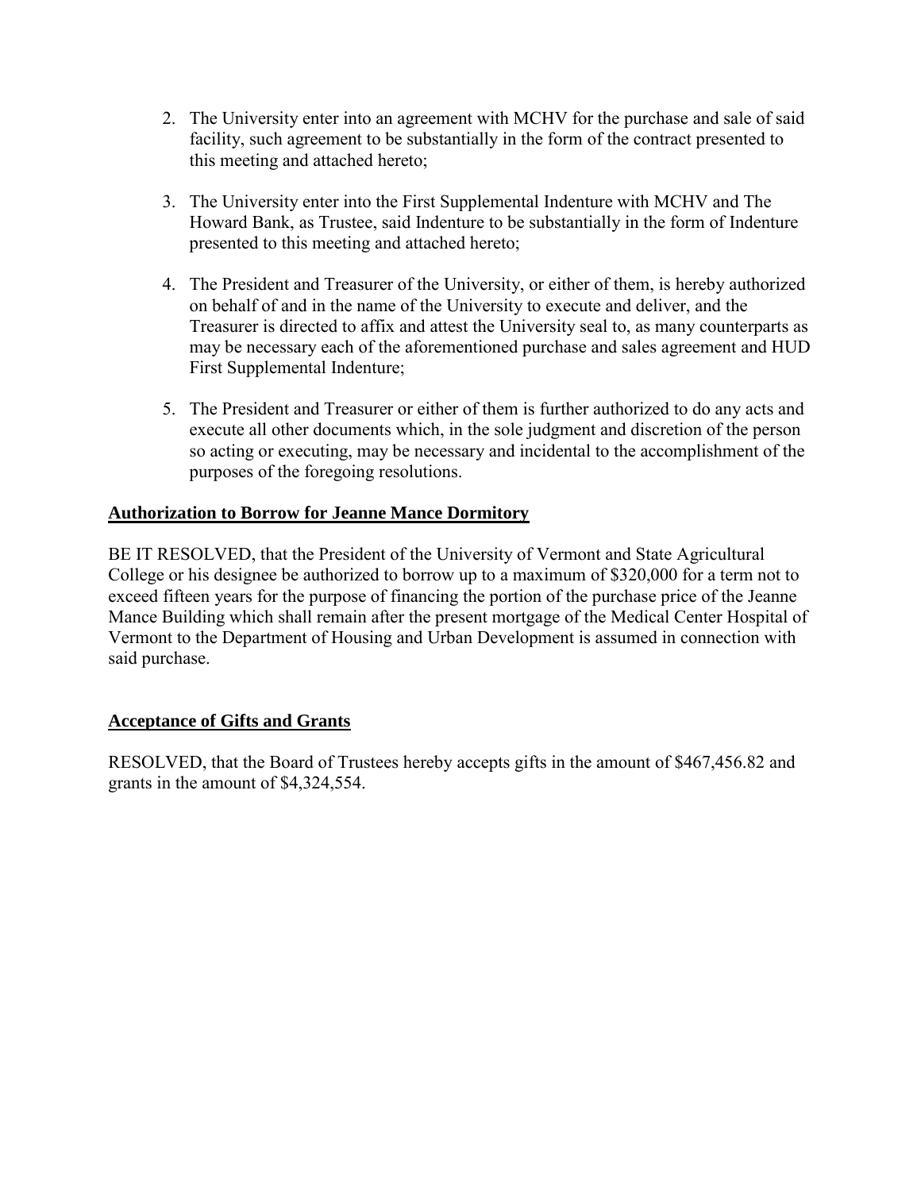2. The University enter into an agreement with MCHV for the purchase and sale of said facility, such agreement to be substantially in the form of the contract presented to this meeting and attached hereto;

3. The University enter into the First Supplemental Indenture with MCHV and The Howard Bank, as Trustee, said Indenture to be substantially in the form of Indenture presented to this meeting and attached hereto;

4. The President and Treasurer of the University, or either of them, is hereby authorized on behalf of and in the name of the University to execute and deliver, and the Treasurer is directed to affix and attest the University seal to, as many counterparts as may be necessary each of the aforementioned purchase and sales agreement and HUD First Supplemental Indenture;

5. The President and Treasurer or either of them is further authorized to do any acts and execute all other documents which, in the sole judgment and discretion of the person so acting or executing, may be necessary and incidental to the accomplishment of the purposes of the foregoing resolutions.

**Authorization to Borrow for Jeanne Mance Dormitory**

BE IT RESOLVED, that the President of the University of Vermont and State Agricultural College or his designee be authorized to borrow up to a maximum of $320,000 for a term not to exceed fifteen years for the purpose of financing the portion of the purchase price of the Jeanne Mance Building which shall remain after the present mortgage of the Medical Center Hospital of Vermont to the Department of Housing and Urban Development is assumed in connection with said purchase.

**Acceptance of Gifts and Grants**

RESOLVED, that the Board of Trustees hereby accepts gifts in the amount of $467,456.82 and grants in the amount of $4,324,554.